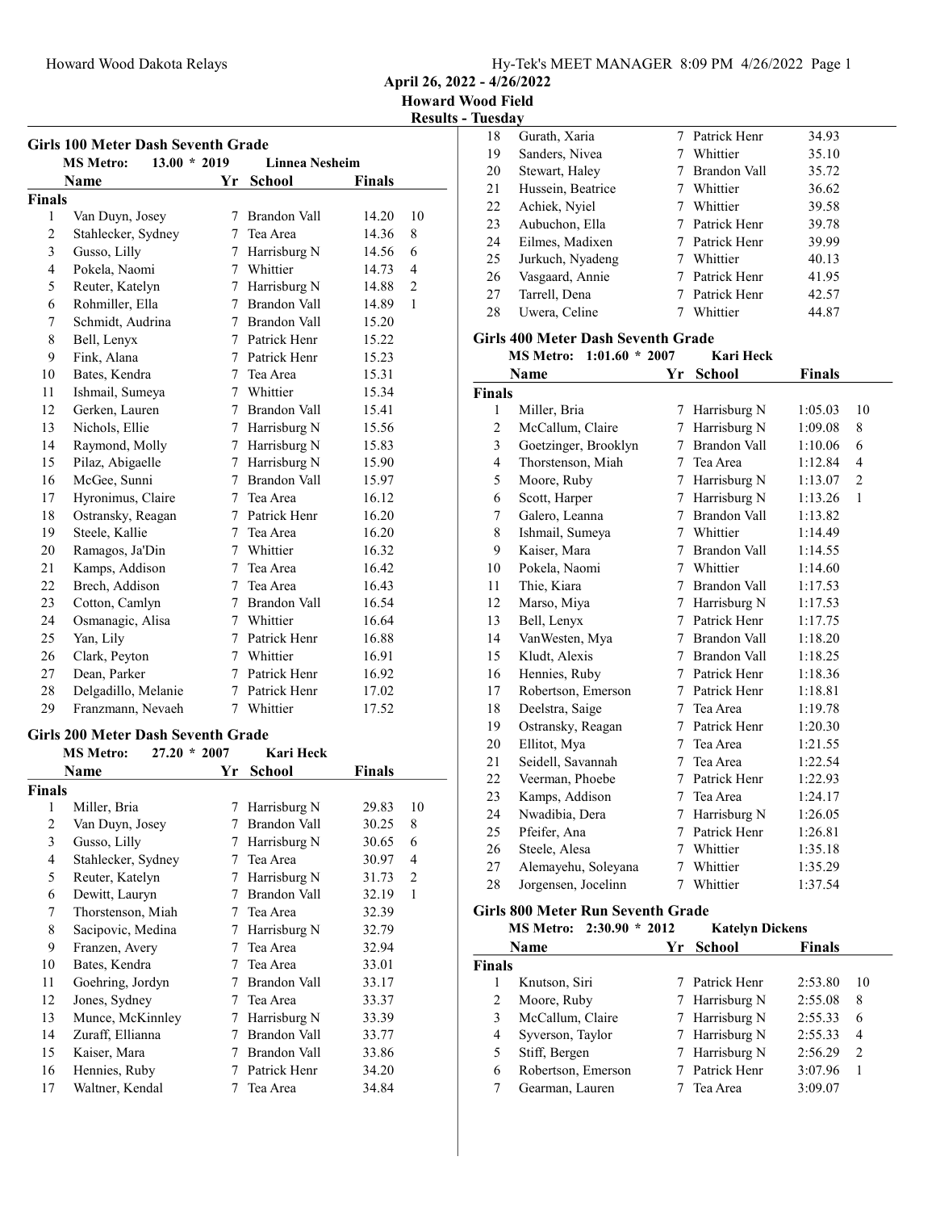Howard Wood Dakota Relays

April 26, 2022 - 4/26/2022

Howard Wood Field

Results - Tuesday

## Girls 100 Meter Dash Seventh Grade

MS Metro: 13.00 * 2019 Linnea Nesheim

| | Name | Yr | School | Finals | |
|---|---|---|---|---|---|
| **Finals** | | | | | |
| 1 | Van Duyn, Josey | 7 | Brandon Vall | 14.20 | 10 |
| 2 | Stahlecker, Sydney | 7 | Tea Area | 14.36 | 8 |
| 3 | Gusso, Lilly | 7 | Harrisburg N | 14.56 | 6 |
| 4 | Pokela, Naomi | 7 | Whittier | 14.73 | 4 |
| 5 | Reuter, Katelyn | 7 | Harrisburg N | 14.88 | 2 |
| 6 | Rohmiller, Ella | 7 | Brandon Vall | 14.89 | 1 |
| 7 | Schmidt, Audrina | 7 | Brandon Vall | 15.20 | |
| 8 | Bell, Lenyx | 7 | Patrick Henr | 15.22 | |
| 9 | Fink, Alana | 7 | Patrick Henr | 15.23 | |
| 10 | Bates, Kendra | 7 | Tea Area | 15.31 | |
| 11 | Ishmail, Sumeya | 7 | Whittier | 15.34 | |
| 12 | Gerken, Lauren | 7 | Brandon Vall | 15.41 | |
| 13 | Nichols, Ellie | 7 | Harrisburg N | 15.56 | |
| 14 | Raymond, Molly | 7 | Harrisburg N | 15.83 | |
| 15 | Pilaz, Abigaelle | 7 | Harrisburg N | 15.90 | |
| 16 | McGee, Sunni | 7 | Brandon Vall | 15.97 | |
| 17 | Hyronimus, Claire | 7 | Tea Area | 16.12 | |
| 18 | Ostransky, Reagan | 7 | Patrick Henr | 16.20 | |
| 19 | Steele, Kallie | 7 | Tea Area | 16.20 | |
| 20 | Ramagos, Ja'Din | 7 | Whittier | 16.32 | |
| 21 | Kamps, Addison | 7 | Tea Area | 16.42 | |
| 22 | Brech, Addison | 7 | Tea Area | 16.43 | |
| 23 | Cotton, Camlyn | 7 | Brandon Vall | 16.54 | |
| 24 | Osmanagic, Alisa | 7 | Whittier | 16.64 | |
| 25 | Yan, Lily | 7 | Patrick Henr | 16.88 | |
| 26 | Clark, Peyton | 7 | Whittier | 16.91 | |
| 27 | Dean, Parker | 7 | Patrick Henr | 16.92 | |
| 28 | Delgadillo, Melanie | 7 | Patrick Henr | 17.02 | |
| 29 | Franzmann, Nevaeh | 7 | Whittier | 17.52 | |

## Girls 200 Meter Dash Seventh Grade

MS Metro: 27.20 * 2007 Kari Heck

| | Name | Yr | School | Finals | |
|---|---|---|---|---|---|
| **Finals** | | | | | |
| 1 | Miller, Bria | 7 | Harrisburg N | 29.83 | 10 |
| 2 | Van Duyn, Josey | 7 | Brandon Vall | 30.25 | 8 |
| 3 | Gusso, Lilly | 7 | Harrisburg N | 30.65 | 6 |
| 4 | Stahlecker, Sydney | 7 | Tea Area | 30.97 | 4 |
| 5 | Reuter, Katelyn | 7 | Harrisburg N | 31.73 | 2 |
| 6 | Dewitt, Lauryn | 7 | Brandon Vall | 32.19 | 1 |
| 7 | Thorstenson, Miah | 7 | Tea Area | 32.39 | |
| 8 | Sacipovic, Medina | 7 | Harrisburg N | 32.79 | |
| 9 | Franzen, Avery | 7 | Tea Area | 32.94 | |
| 10 | Bates, Kendra | 7 | Tea Area | 33.01 | |
| 11 | Goehring, Jordyn | 7 | Brandon Vall | 33.17 | |
| 12 | Jones, Sydney | 7 | Tea Area | 33.37 | |
| 13 | Munce, McKinnley | 7 | Harrisburg N | 33.39 | |
| 14 | Zuraff, Ellianna | 7 | Brandon Vall | 33.77 | |
| 15 | Kaiser, Mara | 7 | Brandon Vall | 33.86 | |
| 16 | Hennies, Ruby | 7 | Patrick Henr | 34.20 | |
| 17 | Waltner, Kendal | 7 | Tea Area | 34.84 | |
| 18 | Gurath, Xaria | 7 | Patrick Henr | 34.93 | |
| 19 | Sanders, Nivea | 7 | Whittier | 35.10 | |
| 20 | Stewart, Haley | 7 | Brandon Vall | 35.72 | |
| 21 | Hussein, Beatrice | 7 | Whittier | 36.62 | |
| 22 | Achiek, Nyiel | 7 | Whittier | 39.58 | |
| 23 | Aubuchon, Ella | 7 | Patrick Henr | 39.78 | |
| 24 | Eilmes, Madixen | 7 | Patrick Henr | 39.99 | |
| 25 | Jurkuch, Nyadeng | 7 | Whittier | 40.13 | |
| 26 | Vasgaard, Annie | 7 | Patrick Henr | 41.95 | |
| 27 | Tarrell, Dena | 7 | Patrick Henr | 42.57 | |
| 28 | Uwera, Celine | 7 | Whittier | 44.87 | |

## Girls 400 Meter Dash Seventh Grade

MS Metro: 1:01.60 * 2007 Kari Heck

| | Name | Yr | School | Finals | |
|---|---|---|---|---|---|
| **Finals** | | | | | |
| 1 | Miller, Bria | 7 | Harrisburg N | 1:05.03 | 10 |
| 2 | McCallum, Claire | 7 | Harrisburg N | 1:09.08 | 8 |
| 3 | Goetzinger, Brooklyn | 7 | Brandon Vall | 1:10.06 | 6 |
| 4 | Thorstenson, Miah | 7 | Tea Area | 1:12.84 | 4 |
| 5 | Moore, Ruby | 7 | Harrisburg N | 1:13.07 | 2 |
| 6 | Scott, Harper | 7 | Harrisburg N | 1:13.26 | 1 |
| 7 | Galero, Leanna | 7 | Brandon Vall | 1:13.82 | |
| 8 | Ishmail, Sumeya | 7 | Whittier | 1:14.49 | |
| 9 | Kaiser, Mara | 7 | Brandon Vall | 1:14.55 | |
| 10 | Pokela, Naomi | 7 | Whittier | 1:14.60 | |
| 11 | Thie, Kiara | 7 | Brandon Vall | 1:17.53 | |
| 12 | Marso, Miya | 7 | Harrisburg N | 1:17.53 | |
| 13 | Bell, Lenyx | 7 | Patrick Henr | 1:17.75 | |
| 14 | VanWesten, Mya | 7 | Brandon Vall | 1:18.20 | |
| 15 | Kludt, Alexis | 7 | Brandon Vall | 1:18.25 | |
| 16 | Hennies, Ruby | 7 | Patrick Henr | 1:18.36 | |
| 17 | Robertson, Emerson | 7 | Patrick Henr | 1:18.81 | |
| 18 | Deelstra, Saige | 7 | Tea Area | 1:19.78 | |
| 19 | Ostransky, Reagan | 7 | Patrick Henr | 1:20.30 | |
| 20 | Ellitot, Mya | 7 | Tea Area | 1:21.55 | |
| 21 | Seidell, Savannah | 7 | Tea Area | 1:22.54 | |
| 22 | Veerman, Phoebe | 7 | Patrick Henr | 1:22.93 | |
| 23 | Kamps, Addison | 7 | Tea Area | 1:24.17 | |
| 24 | Nwadibia, Dera | 7 | Harrisburg N | 1:26.05 | |
| 25 | Pfeifer, Ana | 7 | Patrick Henr | 1:26.81 | |
| 26 | Steele, Alesa | 7 | Whittier | 1:35.18 | |
| 27 | Alemayehu, Soleyana | 7 | Whittier | 1:35.29 | |
| 28 | Jorgensen, Jocelinn | 7 | Whittier | 1:37.54 | |

## Girls 800 Meter Run Seventh Grade

MS Metro: 2:30.90 * 2012 Katelyn Dickens

| | Name | Yr | School | Finals | |
|---|---|---|---|---|---|
| **Finals** | | | | | |
| 1 | Knutson, Siri | 7 | Patrick Henr | 2:53.80 | 10 |
| 2 | Moore, Ruby | 7 | Harrisburg N | 2:55.08 | 8 |
| 3 | McCallum, Claire | 7 | Harrisburg N | 2:55.33 | 6 |
| 4 | Syverson, Taylor | 7 | Harrisburg N | 2:55.33 | 4 |
| 5 | Stiff, Bergen | 7 | Harrisburg N | 2:56.29 | 2 |
| 6 | Robertson, Emerson | 7 | Patrick Henr | 3:07.96 | 1 |
| 7 | Gearman, Lauren | 7 | Tea Area | 3:09.07 | |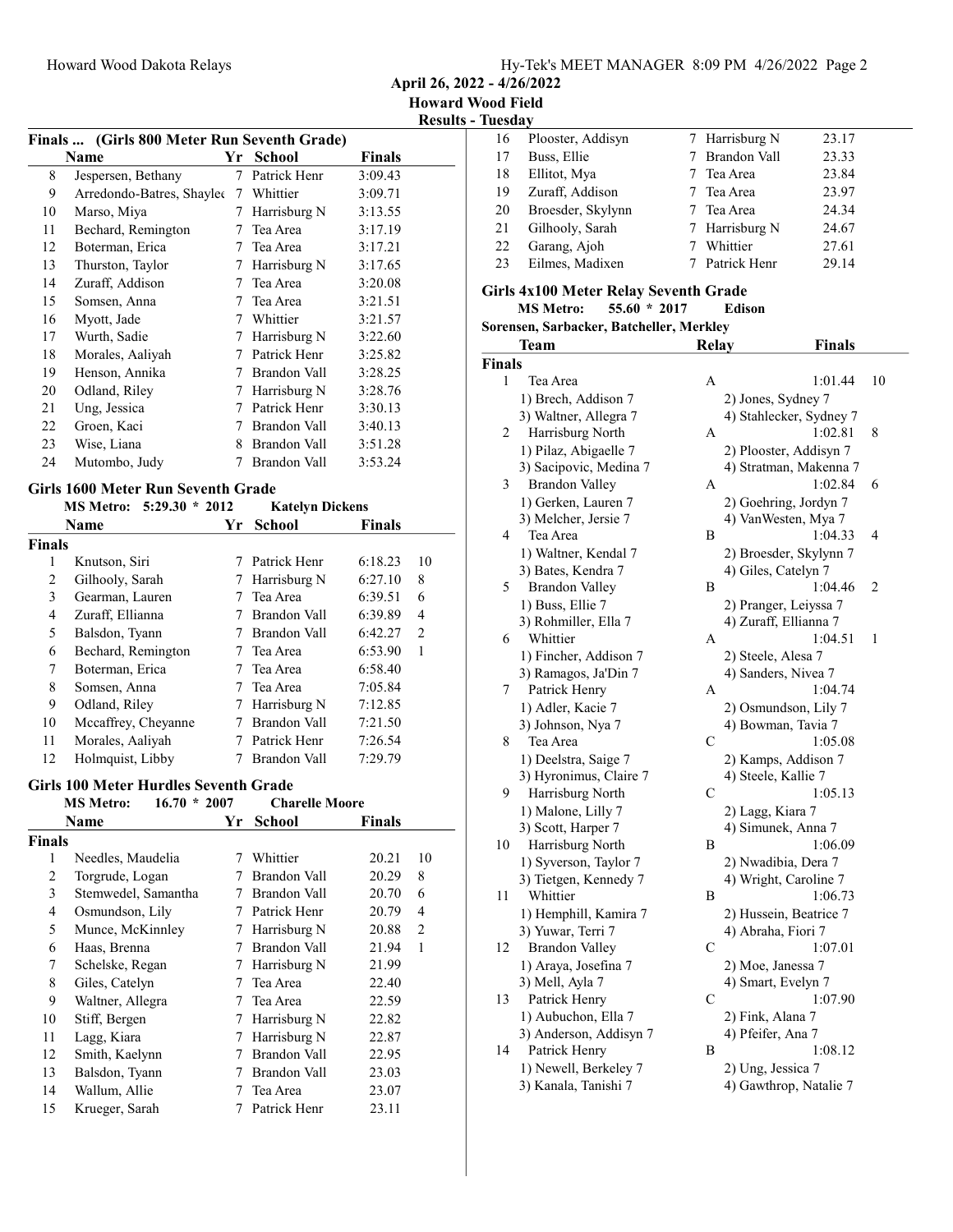## Finals ... (Girls 800 Meter Run Seventh Grade)

| | Name | Yr | School | Finals |
|---|---|---|---|---|
| 8 | Jespersen, Bethany | 7 | Patrick Henr | 3:09.43 |
| 9 | Arredondo-Batres, Shaylee | 7 | Whittier | 3:09.71 |
| 10 | Marso, Miya | 7 | Harrisburg N | 3:13.55 |
| 11 | Bechard, Remington | 7 | Tea Area | 3:17.19 |
| 12 | Boterman, Erica | 7 | Tea Area | 3:17.21 |
| 13 | Thurston, Taylor | 7 | Harrisburg N | 3:17.65 |
| 14 | Zuraff, Addison | 7 | Tea Area | 3:20.08 |
| 15 | Somsen, Anna | 7 | Tea Area | 3:21.51 |
| 16 | Myott, Jade | 7 | Whittier | 3:21.57 |
| 17 | Wurth, Sadie | 7 | Harrisburg N | 3:22.60 |
| 18 | Morales, Aaliyah | 7 | Patrick Henr | 3:25.82 |
| 19 | Henson, Annika | 7 | Brandon Vall | 3:28.25 |
| 20 | Odland, Riley | 7 | Harrisburg N | 3:28.76 |
| 21 | Ung, Jessica | 7 | Patrick Henr | 3:30.13 |
| 22 | Groen, Kaci | 7 | Brandon Vall | 3:40.13 |
| 23 | Wise, Liana | 8 | Brandon Vall | 3:51.28 |
| 24 | Mutombo, Judy | 7 | Brandon Vall | 3:53.24 |

## Girls 1600 Meter Run Seventh Grade

**MS Metro: 5:29.30 * 2012 Katelyn Dickens**

| | Name | Yr | School | Finals | |
|---|---|---|---|---|---|
| **Finals** | | | | | |
| 1 | Knutson, Siri | 7 | Patrick Henr | 6:18.23 | 10 |
| 2 | Gilhooly, Sarah | 7 | Harrisburg N | 6:27.10 | 8 |
| 3 | Gearman, Lauren | 7 | Tea Area | 6:39.51 | 6 |
| 4 | Zuraff, Ellianna | 7 | Brandon Vall | 6:39.89 | 4 |
| 5 | Balsdon, Tyann | 7 | Brandon Vall | 6:42.27 | 2 |
| 6 | Bechard, Remington | 7 | Tea Area | 6:53.90 | 1 |
| 7 | Boterman, Erica | 7 | Tea Area | 6:58.40 | |
| 8 | Somsen, Anna | 7 | Tea Area | 7:05.84 | |
| 9 | Odland, Riley | 7 | Harrisburg N | 7:12.85 | |
| 10 | Mccaffrey, Cheyanne | 7 | Brandon Vall | 7:21.50 | |
| 11 | Morales, Aaliyah | 7 | Patrick Henr | 7:26.54 | |
| 12 | Holmquist, Libby | 7 | Brandon Vall | 7:29.79 | |

## Girls 100 Meter Hurdles Seventh Grade

**MS Metro: 16.70 * 2007 Charelle Moore**

| | Name | Yr | School | Finals | |
|---|---|---|---|---|---|
| **Finals** | | | | | |
| 1 | Needles, Maudelia | 7 | Whittier | 20.21 | 10 |
| 2 | Torgrude, Logan | 7 | Brandon Vall | 20.29 | 8 |
| 3 | Stemwedel, Samantha | 7 | Brandon Vall | 20.70 | 6 |
| 4 | Osmundson, Lily | 7 | Patrick Henr | 20.79 | 4 |
| 5 | Munce, McKinnley | 7 | Harrisburg N | 20.88 | 2 |
| 6 | Haas, Brenna | 7 | Brandon Vall | 21.94 | 1 |
| 7 | Schelske, Regan | 7 | Harrisburg N | 21.99 | |
| 8 | Giles, Catelyn | 7 | Tea Area | 22.40 | |
| 9 | Waltner, Allegra | 7 | Tea Area | 22.59 | |
| 10 | Stiff, Bergen | 7 | Harrisburg N | 22.82 | |
| 11 | Lagg, Kiara | 7 | Harrisburg N | 22.87 | |
| 12 | Smith, Kaelynn | 7 | Brandon Vall | 22.95 | |
| 13 | Balsdon, Tyann | 7 | Brandon Vall | 23.03 | |
| 14 | Wallum, Allie | 7 | Tea Area | 23.07 | |
| 15 | Krueger, Sarah | 7 | Patrick Henr | 23.11 | |
| 16 | Plooster, Addisyn | 7 | Harrisburg N | 23.17 | |
| 17 | Buss, Ellie | 7 | Brandon Vall | 23.33 | |
| 18 | Ellitot, Mya | 7 | Tea Area | 23.84 | |
| 19 | Zuraff, Addison | 7 | Tea Area | 23.97 | |
| 20 | Broesder, Skylynn | 7 | Tea Area | 24.34 | |
| 21 | Gilhooly, Sarah | 7 | Harrisburg N | 24.67 | |
| 22 | Garang, Ajoh | 7 | Whittier | 27.61 | |
| 23 | Eilmes, Madixen | 7 | Patrick Henr | 29.14 | |

## Girls 4x100 Meter Relay Seventh Grade

**MS Metro: 55.60 * 2017 Edison**

**Sorensen, Sarbacker, Batcheller, Merkley**

| | Team | Relay | Finals | |
|---|---|---|---|---|
| **Finals** | | | | |
| 1 | Tea Area | A | 1:01.44 | 10 |
| | 1) Brech, Addison 7; 2) Jones, Sydney 7; 3) Waltner, Allegra 7; 4) Stahlecker, Sydney 7 | | | |
| 2 | Harrisburg North | A | 1:02.81 | 8 |
| | 1) Pilaz, Abigaelle 7; 2) Plooster, Addisyn 7; 3) Sacipovic, Medina 7; 4) Stratman, Makenna 7 | | | |
| 3 | Brandon Valley | A | 1:02.84 | 6 |
| | 1) Gerken, Lauren 7; 2) Goehring, Jordyn 7; 3) Melcher, Jersie 7; 4) VanWesten, Mya 7 | | | |
| 4 | Tea Area | B | 1:04.33 | 4 |
| | 1) Waltner, Kendal 7; 2) Broesder, Skylynn 7; 3) Bates, Kendra 7; 4) Giles, Catelyn 7 | | | |
| 5 | Brandon Valley | B | 1:04.46 | 2 |
| | 1) Buss, Ellie 7; 2) Pranger, Leiyssa 7; 3) Rohmiller, Ella 7; 4) Zuraff, Ellianna 7 | | | |
| 6 | Whittier | A | 1:04.51 | 1 |
| | 1) Fincher, Addison 7; 2) Steele, Alesa 7; 3) Ramagos, Ja'Din 7; 4) Sanders, Nivea 7 | | | |
| 7 | Patrick Henry | A | 1:04.74 | |
| | 1) Adler, Kacie 7; 2) Osmundson, Lily 7; 3) Johnson, Nya 7; 4) Bowman, Tavia 7 | | | |
| 8 | Tea Area | C | 1:05.08 | |
| | 1) Deelstra, Saige 7; 2) Kamps, Addison 7; 3) Hyronimus, Claire 7; 4) Steele, Kallie 7 | | | |
| 9 | Harrisburg North | C | 1:05.13 | |
| | 1) Malone, Lilly 7; 2) Lagg, Kiara 7; 3) Scott, Harper 7; 4) Simunek, Anna 7 | | | |
| 10 | Harrisburg North | B | 1:06.09 | |
| | 1) Syverson, Taylor 7; 2) Nwadibia, Dera 7; 3) Tietgen, Kennedy 7; 4) Wright, Caroline 7 | | | |
| 11 | Whittier | B | 1:06.73 | |
| | 1) Hemphill, Kamira 7; 2) Hussein, Beatrice 7; 3) Yuwar, Terri 7; 4) Abraha, Fiori 7 | | | |
| 12 | Brandon Valley | C | 1:07.01 | |
| | 1) Araya, Josefina 7; 2) Moe, Janessa 7; 3) Mell, Ayla 7; 4) Smart, Evelyn 7 | | | |
| 13 | Patrick Henry | C | 1:07.90 | |
| | 1) Aubuchon, Ella 7; 2) Fink, Alana 7; 3) Anderson, Addisyn 7; 4) Pfeifer, Ana 7 | | | |
| 14 | Patrick Henry | B | 1:08.12 | |
| | 1) Newell, Berkeley 7; 2) Ung, Jessica 7; 3) Kanala, Tanishi 7; 4) Gawthrop, Natalie 7 | | | |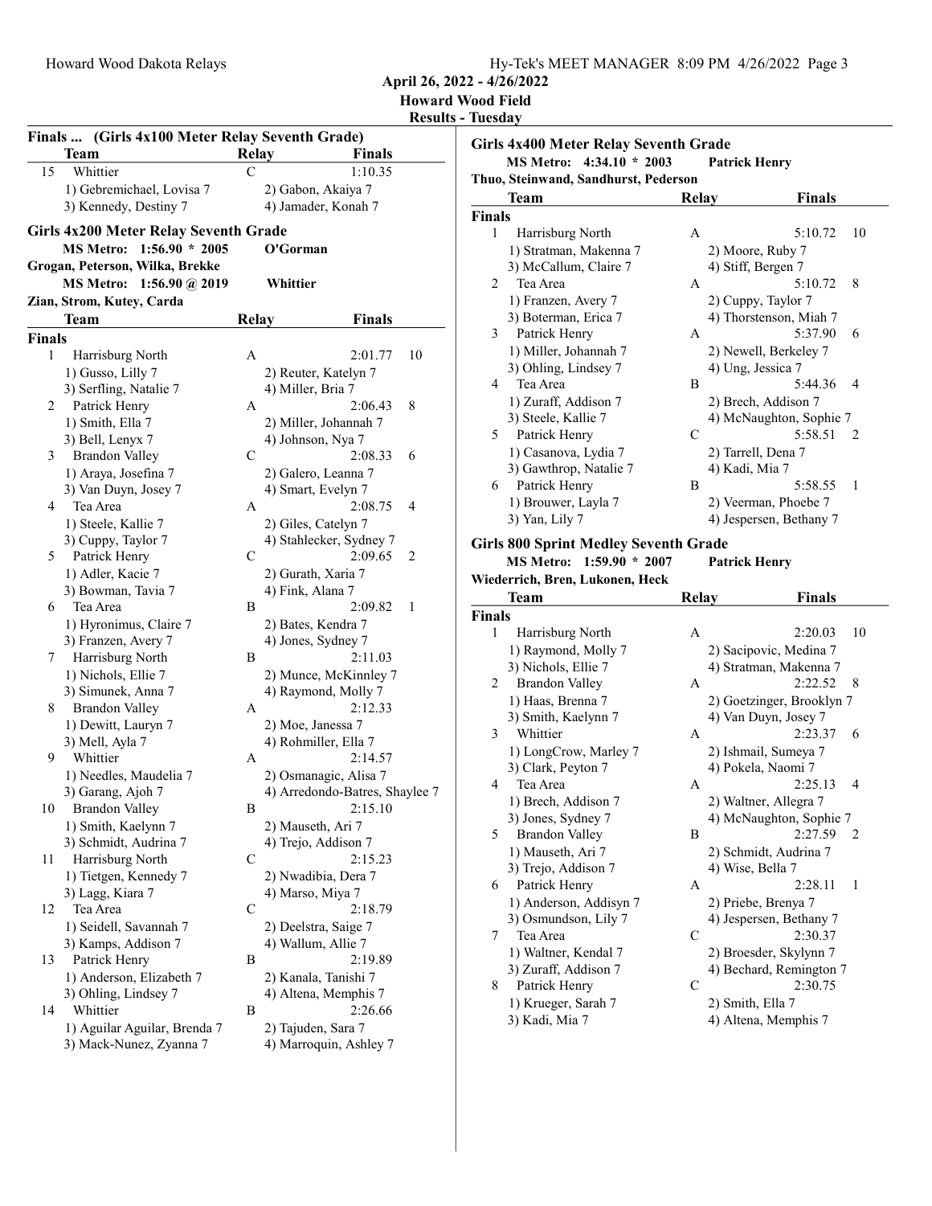## Finals ... (Girls 4x100 Meter Relay Seventh Grade)

| | Team | Relay | Finals | |
|---|---|---|---|---|
| 15 | Whittier | C | 1:10.35 | |
| | 1) Gebremichael, Lovisa 7 | 2) Gabon, Akaiya 7 | | |
| | 3) Kennedy, Destiny 7 | 4) Jamader, Konah 7 | | |

## Girls 4x200 Meter Relay Seventh Grade

**MS Metro: 1:56.90 * 2005 O'Gorman**
Grogan, Peterson, Wilka, Brekke

**MS Metro: 1:56.90 @ 2019 Whittier**
Zian, Strom, Kutey, Carda

### Finals

| | Team | Relay | Finals | |
|---|---|---|---|---|
| 1 | Harrisburg North | A | 2:01.77 | 10 |
| | 1) Gusso, Lilly 7 | 2) Reuter, Katelyn 7 | | |
| | 3) Serfling, Natalie 7 | 4) Miller, Bria 7 | | |
| 2 | Patrick Henry | A | 2:06.43 | 8 |
| | 1) Smith, Ella 7 | 2) Miller, Johannah 7 | | |
| | 3) Bell, Lenyx 7 | 4) Johnson, Nya 7 | | |
| 3 | Brandon Valley | C | 2:08.33 | 6 |
| | 1) Araya, Josefina 7 | 2) Galero, Leanna 7 | | |
| | 3) Van Duyn, Josey 7 | 4) Smart, Evelyn 7 | | |
| 4 | Tea Area | A | 2:08.75 | 4 |
| | 1) Steele, Kallie 7 | 2) Giles, Catelyn 7 | | |
| | 3) Cuppy, Taylor 7 | 4) Stahlecker, Sydney 7 | | |
| 5 | Patrick Henry | C | 2:09.65 | 2 |
| | 1) Adler, Kacie 7 | 2) Gurath, Xaria 7 | | |
| | 3) Bowman, Tavia 7 | 4) Fink, Alana 7 | | |
| 6 | Tea Area | B | 2:09.82 | 1 |
| | 1) Hyronimus, Claire 7 | 2) Bates, Kendra 7 | | |
| | 3) Franzen, Avery 7 | 4) Jones, Sydney 7 | | |
| 7 | Harrisburg North | B | 2:11.03 | |
| | 1) Nichols, Ellie 7 | 2) Munce, McKinnley 7 | | |
| | 3) Simunek, Anna 7 | 4) Raymond, Molly 7 | | |
| 8 | Brandon Valley | A | 2:12.33 | |
| | 1) Dewitt, Lauryn 7 | 2) Moe, Janessa 7 | | |
| | 3) Mell, Ayla 7 | 4) Rohmiller, Ella 7 | | |
| 9 | Whittier | A | 2:14.57 | |
| | 1) Needles, Maudelia 7 | 2) Osmanagic, Alisa 7 | | |
| | 3) Garang, Ajoh 7 | 4) Arredondo-Batres, Shaylee 7 | | |
| 10 | Brandon Valley | B | 2:15.10 | |
| | 1) Smith, Kaelynn 7 | 2) Mauseth, Ari 7 | | |
| | 3) Schmidt, Audrina 7 | 4) Trejo, Addison 7 | | |
| 11 | Harrisburg North | C | 2:15.23 | |
| | 1) Tietgen, Kennedy 7 | 2) Nwadibia, Dera 7 | | |
| | 3) Lagg, Kiara 7 | 4) Marso, Miya 7 | | |
| 12 | Tea Area | C | 2:18.79 | |
| | 1) Seidell, Savannah 7 | 2) Deelstra, Saige 7 | | |
| | 3) Kamps, Addison 7 | 4) Wallum, Allie 7 | | |
| 13 | Patrick Henry | B | 2:19.89 | |
| | 1) Anderson, Elizabeth 7 | 2) Kanala, Tanishi 7 | | |
| | 3) Ohling, Lindsey 7 | 4) Altena, Memphis 7 | | |
| 14 | Whittier | B | 2:26.66 | |
| | 1) Aguilar Aguilar, Brenda 7 | 2) Tajuden, Sara 7 | | |
| | 3) Mack-Nunez, Zyanna 7 | 4) Marroquin, Ashley 7 | | |

## Girls 4x400 Meter Relay Seventh Grade

**MS Metro: 4:34.10 * 2003 Patrick Henry**
Thuo, Steinwand, Sandhurst, Pederson

### Finals

| | Team | Relay | Finals | |
|---|---|---|---|---|
| 1 | Harrisburg North | A | 5:10.72 | 10 |
| | 1) Stratman, Makenna 7 | 2) Moore, Ruby 7 | | |
| | 3) McCallum, Claire 7 | 4) Stiff, Bergen 7 | | |
| 2 | Tea Area | A | 5:10.72 | 8 |
| | 1) Franzen, Avery 7 | 2) Cuppy, Taylor 7 | | |
| | 3) Boterman, Erica 7 | 4) Thorstenson, Miah 7 | | |
| 3 | Patrick Henry | A | 5:37.90 | 6 |
| | 1) Miller, Johannah 7 | 2) Newell, Berkeley 7 | | |
| | 3) Ohling, Lindsey 7 | 4) Ung, Jessica 7 | | |
| 4 | Tea Area | B | 5:44.36 | 4 |
| | 1) Zuraff, Addison 7 | 2) Brech, Addison 7 | | |
| | 3) Steele, Kallie 7 | 4) McNaughton, Sophie 7 | | |
| 5 | Patrick Henry | C | 5:58.51 | 2 |
| | 1) Casanova, Lydia 7 | 2) Tarrell, Dena 7 | | |
| | 3) Gawthrop, Natalie 7 | 4) Kadi, Mia 7 | | |
| 6 | Patrick Henry | B | 5:58.55 | 1 |
| | 1) Brouwer, Layla 7 | 2) Veerman, Phoebe 7 | | |
| | 3) Yan, Lily 7 | 4) Jespersen, Bethany 7 | | |

## Girls 800 Sprint Medley Seventh Grade

**MS Metro: 1:59.90 * 2007 Patrick Henry**
Wiederrich, Bren, Lukonen, Heck

### Finals

| | Team | Relay | Finals | |
|---|---|---|---|---|
| 1 | Harrisburg North | A | 2:20.03 | 10 |
| | 1) Raymond, Molly 7 | 2) Sacipovic, Medina 7 | | |
| | 3) Nichols, Ellie 7 | 4) Stratman, Makenna 7 | | |
| 2 | Brandon Valley | A | 2:22.52 | 8 |
| | 1) Haas, Brenna 7 | 2) Goetzinger, Brooklyn 7 | | |
| | 3) Smith, Kaelynn 7 | 4) Van Duyn, Josey 7 | | |
| 3 | Whittier | A | 2:23.37 | 6 |
| | 1) LongCrow, Marley 7 | 2) Ishmail, Sumeya 7 | | |
| | 3) Clark, Peyton 7 | 4) Pokela, Naomi 7 | | |
| 4 | Tea Area | A | 2:25.13 | 4 |
| | 1) Brech, Addison 7 | 2) Waltner, Allegra 7 | | |
| | 3) Jones, Sydney 7 | 4) McNaughton, Sophie 7 | | |
| 5 | Brandon Valley | B | 2:27.59 | 2 |
| | 1) Mauseth, Ari 7 | 2) Schmidt, Audrina 7 | | |
| | 3) Trejo, Addison 7 | 4) Wise, Bella 7 | | |
| 6 | Patrick Henry | A | 2:28.11 | 1 |
| | 1) Anderson, Addisyn 7 | 2) Priebe, Brenya 7 | | |
| | 3) Osmundson, Lily 7 | 4) Jespersen, Bethany 7 | | |
| 7 | Tea Area | C | 2:30.37 | |
| | 1) Waltner, Kendal 7 | 2) Broesder, Skylynn 7 | | |
| | 3) Zuraff, Addison 7 | 4) Bechard, Remington 7 | | |
| 8 | Patrick Henry | C | 2:30.75 | |
| | 1) Krueger, Sarah 7 | 2) Smith, Ella 7 | | |
| | 3) Kadi, Mia 7 | 4) Altena, Memphis 7 | | |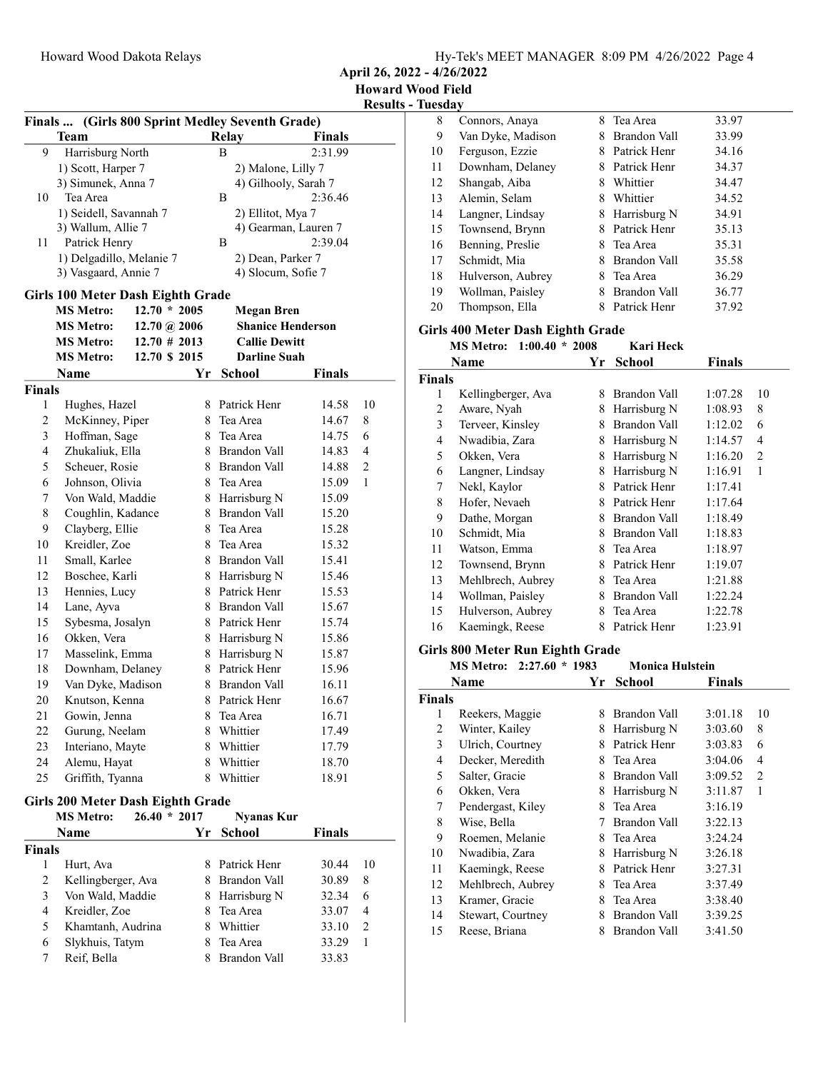April 26, 2022 - 4/26/2022

Howard Wood Field

Results - Tuesday

### Finals ... (Girls 800 Sprint Medley Seventh Grade)

| | Team | Relay | Finals |
|---|---|---|---|
| 9 | Harrisburg North | B | 2:31.99 |
| | 1) Scott, Harper 7 | 2) Malone, Lilly 7 | |
| | 3) Simunek, Anna 7 | 4) Gilhooly, Sarah 7 | |
| 10 | Tea Area | B | 2:36.46 |
| | 1) Seidell, Savannah 7 | 2) Ellitot, Mya 7 | |
| | 3) Wallum, Allie 7 | 4) Gearman, Lauren 7 | |
| 11 | Patrick Henry | B | 2:39.04 |
| | 1) Delgadillo, Melanie 7 | 2) Dean, Parker 7 | |
| | 3) Vasgaard, Annie 7 | 4) Slocum, Sofie 7 | |

### Girls 100 Meter Dash Eighth Grade

MS Metro: 12.70 * 2005 Megan Bren
MS Metro: 12.70 @ 2006 Shanice Henderson
MS Metro: 12.70 # 2013 Callie Dewitt
MS Metro: 12.70 $ 2015 Darline Suah

**Finals**

| | Name | Yr | School | Finals | |
|---|---|---|---|---|---|
| 1 | Hughes, Hazel | 8 | Patrick Henr | 14.58 | 10 |
| 2 | McKinney, Piper | 8 | Tea Area | 14.67 | 8 |
| 3 | Hoffman, Sage | 8 | Tea Area | 14.75 | 6 |
| 4 | Zhukaliuk, Ella | 8 | Brandon Vall | 14.83 | 4 |
| 5 | Scheuer, Rosie | 8 | Brandon Vall | 14.88 | 2 |
| 6 | Johnson, Olivia | 8 | Tea Area | 15.09 | 1 |
| 7 | Von Wald, Maddie | 8 | Harrisburg N | 15.09 | |
| 8 | Coughlin, Kadance | 8 | Brandon Vall | 15.20 | |
| 9 | Clayberg, Ellie | 8 | Tea Area | 15.28 | |
| 10 | Kreidler, Zoe | 8 | Tea Area | 15.32 | |
| 11 | Small, Karlee | 8 | Brandon Vall | 15.41 | |
| 12 | Boschee, Karli | 8 | Harrisburg N | 15.46 | |
| 13 | Hennies, Lucy | 8 | Patrick Henr | 15.53 | |
| 14 | Lane, Ayva | 8 | Brandon Vall | 15.67 | |
| 15 | Sybesma, Josalyn | 8 | Patrick Henr | 15.74 | |
| 16 | Okken, Vera | 8 | Harrisburg N | 15.86 | |
| 17 | Masselink, Emma | 8 | Harrisburg N | 15.87 | |
| 18 | Downham, Delaney | 8 | Patrick Henr | 15.96 | |
| 19 | Van Dyke, Madison | 8 | Brandon Vall | 16.11 | |
| 20 | Knutson, Kenna | 8 | Patrick Henr | 16.67 | |
| 21 | Gowin, Jenna | 8 | Tea Area | 16.71 | |
| 22 | Gurung, Neelam | 8 | Whittier | 17.49 | |
| 23 | Interiano, Mayte | 8 | Whittier | 17.79 | |
| 24 | Alemu, Hayat | 8 | Whittier | 18.70 | |
| 25 | Griffith, Tyanna | 8 | Whittier | 18.91 | |

### Girls 200 Meter Dash Eighth Grade

MS Metro: 26.40 * 2017 Nyanas Kur

**Finals**

| | Name | Yr | School | Finals | |
|---|---|---|---|---|---|
| 1 | Hurt, Ava | 8 | Patrick Henr | 30.44 | 10 |
| 2 | Kellingberger, Ava | 8 | Brandon Vall | 30.89 | 8 |
| 3 | Von Wald, Maddie | 8 | Harrisburg N | 32.34 | 6 |
| 4 | Kreidler, Zoe | 8 | Tea Area | 33.07 | 4 |
| 5 | Khamtanh, Audrina | 8 | Whittier | 33.10 | 2 |
| 6 | Slykhuis, Tatym | 8 | Tea Area | 33.29 | 1 |
| 7 | Reif, Bella | 8 | Brandon Vall | 33.83 | |
| 8 | Connors, Anaya | 8 | Tea Area | 33.97 | |
| 9 | Van Dyke, Madison | 8 | Brandon Vall | 33.99 | |
| 10 | Ferguson, Ezzie | 8 | Patrick Henr | 34.16 | |
| 11 | Downham, Delaney | 8 | Patrick Henr | 34.37 | |
| 12 | Shangab, Aiba | 8 | Whittier | 34.47 | |
| 13 | Alemin, Selam | 8 | Whittier | 34.52 | |
| 14 | Langner, Lindsay | 8 | Harrisburg N | 34.91 | |
| 15 | Townsend, Brynn | 8 | Patrick Henr | 35.13 | |
| 16 | Benning, Preslie | 8 | Tea Area | 35.31 | |
| 17 | Schmidt, Mia | 8 | Brandon Vall | 35.58 | |
| 18 | Hulverson, Aubrey | 8 | Tea Area | 36.29 | |
| 19 | Wollman, Paisley | 8 | Brandon Vall | 36.77 | |
| 20 | Thompson, Ella | 8 | Patrick Henr | 37.92 | |

### Girls 400 Meter Dash Eighth Grade

MS Metro: 1:00.40 * 2008 Kari Heck

**Finals**

| | Name | Yr | School | Finals | |
|---|---|---|---|---|---|
| 1 | Kellingberger, Ava | 8 | Brandon Vall | 1:07.28 | 10 |
| 2 | Aware, Nyah | 8 | Harrisburg N | 1:08.93 | 8 |
| 3 | Terveer, Kinsley | 8 | Brandon Vall | 1:12.02 | 6 |
| 4 | Nwadibia, Zara | 8 | Harrisburg N | 1:14.57 | 4 |
| 5 | Okken, Vera | 8 | Harrisburg N | 1:16.20 | 2 |
| 6 | Langner, Lindsay | 8 | Harrisburg N | 1:16.91 | 1 |
| 7 | Nekl, Kaylor | 8 | Patrick Henr | 1:17.41 | |
| 8 | Hofer, Nevaeh | 8 | Patrick Henr | 1:17.64 | |
| 9 | Dathe, Morgan | 8 | Brandon Vall | 1:18.49 | |
| 10 | Schmidt, Mia | 8 | Brandon Vall | 1:18.83 | |
| 11 | Watson, Emma | 8 | Tea Area | 1:18.97 | |
| 12 | Townsend, Brynn | 8 | Patrick Henr | 1:19.07 | |
| 13 | Mehlbrech, Aubrey | 8 | Tea Area | 1:21.88 | |
| 14 | Wollman, Paisley | 8 | Brandon Vall | 1:22.24 | |
| 15 | Hulverson, Aubrey | 8 | Tea Area | 1:22.78 | |
| 16 | Kaemingk, Reese | 8 | Patrick Henr | 1:23.91 | |

### Girls 800 Meter Run Eighth Grade

MS Metro: 2:27.60 * 1983 Monica Hulstein

**Finals**

| | Name | Yr | School | Finals | |
|---|---|---|---|---|---|
| 1 | Reekers, Maggie | 8 | Brandon Vall | 3:01.18 | 10 |
| 2 | Winter, Kailey | 8 | Harrisburg N | 3:03.60 | 8 |
| 3 | Ulrich, Courtney | 8 | Patrick Henr | 3:03.83 | 6 |
| 4 | Decker, Meredith | 8 | Tea Area | 3:04.06 | 4 |
| 5 | Salter, Gracie | 8 | Brandon Vall | 3:09.52 | 2 |
| 6 | Okken, Vera | 8 | Harrisburg N | 3:11.87 | 1 |
| 7 | Pendergast, Kiley | 8 | Tea Area | 3:16.19 | |
| 8 | Wise, Bella | 7 | Brandon Vall | 3:22.13 | |
| 9 | Roemen, Melanie | 8 | Tea Area | 3:24.24 | |
| 10 | Nwadibia, Zara | 8 | Harrisburg N | 3:26.18 | |
| 11 | Kaemingk, Reese | 8 | Patrick Henr | 3:27.31 | |
| 12 | Mehlbrech, Aubrey | 8 | Tea Area | 3:37.49 | |
| 13 | Kramer, Gracie | 8 | Tea Area | 3:38.40 | |
| 14 | Stewart, Courtney | 8 | Brandon Vall | 3:39.25 | |
| 15 | Reese, Briana | 8 | Brandon Vall | 3:41.50 | |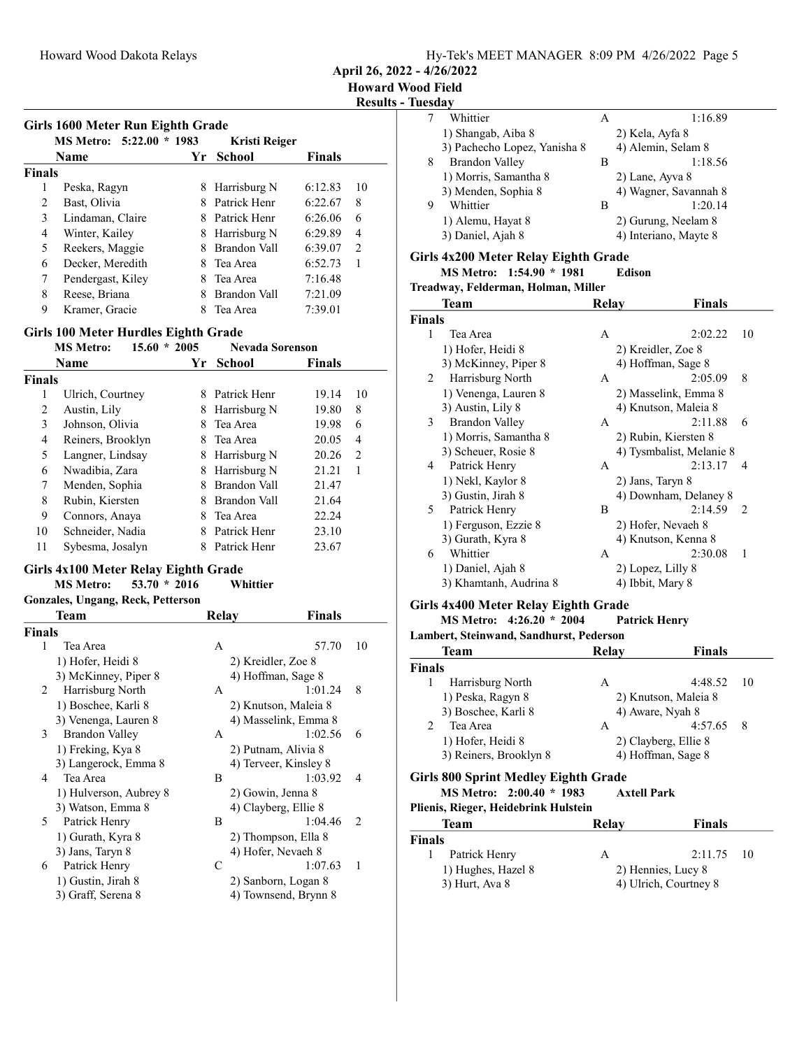## Girls 1600 Meter Run Eighth Grade

**MS Metro: 5:22.00 * 1983 Kristi Reiger**

| | Name | Yr | School | Finals | |
|---|---|---|---|---|---|
| **Finals** | | | | | |
| 1 | Peska, Ragyn | 8 | Harrisburg N | 6:12.83 | 10 |
| 2 | Bast, Olivia | 8 | Patrick Henr | 6:22.67 | 8 |
| 3 | Lindaman, Claire | 8 | Patrick Henr | 6:26.06 | 6 |
| 4 | Winter, Kailey | 8 | Harrisburg N | 6:29.89 | 4 |
| 5 | Reekers, Maggie | 8 | Brandon Vall | 6:39.07 | 2 |
| 6 | Decker, Meredith | 8 | Tea Area | 6:52.73 | 1 |
| 7 | Pendergast, Kiley | 8 | Tea Area | 7:16.48 | |
| 8 | Reese, Briana | 8 | Brandon Vall | 7:21.09 | |
| 9 | Kramer, Gracie | 8 | Tea Area | 7:39.01 | |

## Girls 100 Meter Hurdles Eighth Grade

**MS Metro: 15.60 * 2005 Nevada Sorenson**

| | Name | Yr | School | Finals | |
|---|---|---|---|---|---|
| **Finals** | | | | | |
| 1 | Ulrich, Courtney | 8 | Patrick Henr | 19.14 | 10 |
| 2 | Austin, Lily | 8 | Harrisburg N | 19.80 | 8 |
| 3 | Johnson, Olivia | 8 | Tea Area | 19.98 | 6 |
| 4 | Reiners, Brooklyn | 8 | Tea Area | 20.05 | 4 |
| 5 | Langner, Lindsay | 8 | Harrisburg N | 20.26 | 2 |
| 6 | Nwadibia, Zara | 8 | Harrisburg N | 21.21 | 1 |
| 7 | Menden, Sophia | 8 | Brandon Vall | 21.47 | |
| 8 | Rubin, Kiersten | 8 | Brandon Vall | 21.64 | |
| 9 | Connors, Anaya | 8 | Tea Area | 22.24 | |
| 10 | Schneider, Nadia | 8 | Patrick Henr | 23.10 | |
| 11 | Sybesma, Josalyn | 8 | Patrick Henr | 23.67 | |

## Girls 4x100 Meter Relay Eighth Grade

**MS Metro: 53.70 * 2016 Whittier**

**Gonzales, Ungang, Reck, Petterson**

| | Team | Relay | Finals | |
|---|---|---|---|---|
| **Finals** | | | | |
| 1 | Tea Area | A | 57.70 | 10 |
| | 1) Hofer, Heidi 8 | 2) Kreidler, Zoe 8 | | |
| | 3) McKinney, Piper 8 | 4) Hoffman, Sage 8 | | |
| 2 | Harrisburg North | A | 1:01.24 | 8 |
| | 1) Boschee, Karli 8 | 2) Knutson, Maleia 8 | | |
| | 3) Venenga, Lauren 8 | 4) Masselink, Emma 8 | | |
| 3 | Brandon Valley | A | 1:02.56 | 6 |
| | 1) Freking, Kya 8 | 2) Putnam, Alivia 8 | | |
| | 3) Langerock, Emma 8 | 4) Terveer, Kinsley 8 | | |
| 4 | Tea Area | B | 1:03.92 | 4 |
| | 1) Hulverson, Aubrey 8 | 2) Gowin, Jenna 8 | | |
| | 3) Watson, Emma 8 | 4) Clayberg, Ellie 8 | | |
| 5 | Patrick Henry | B | 1:04.46 | 2 |
| | 1) Gurath, Kyra 8 | 2) Thompson, Ella 8 | | |
| | 3) Jans, Taryn 8 | 4) Hofer, Nevaeh 8 | | |
| 6 | Patrick Henry | C | 1:07.63 | 1 |
| | 1) Gustin, Jirah 8 | 2) Sanborn, Logan 8 | | |
| | 3) Graff, Serena 8 | 4) Townsend, Brynn 8 | | |
| 7 | Whittier | A | 1:16.89 | |
| | 1) Shangab, Aiba 8 | 2) Kela, Ayfa 8 | | |
| | 3) Pachecho Lopez, Yanisha 8 | 4) Alemin, Selam 8 | | |
| 8 | Brandon Valley | B | 1:18.56 | |
| | 1) Morris, Samantha 8 | 2) Lane, Ayva 8 | | |
| | 3) Menden, Sophia 8 | 4) Wagner, Savannah 8 | | |
| 9 | Whittier | B | 1:20.14 | |
| | 1) Alemu, Hayat 8 | 2) Gurung, Neelam 8 | | |
| | 3) Daniel, Ajah 8 | 4) Interiano, Mayte 8 | | |

## Girls 4x200 Meter Relay Eighth Grade

**MS Metro: 1:54.90 * 1981 Edison**

**Treadway, Felderman, Holman, Miller**

| | Team | Relay | Finals | |
|---|---|---|---|---|
| **Finals** | | | | |
| 1 | Tea Area | A | 2:02.22 | 10 |
| | 1) Hofer, Heidi 8 | 2) Kreidler, Zoe 8 | | |
| | 3) McKinney, Piper 8 | 4) Hoffman, Sage 8 | | |
| 2 | Harrisburg North | A | 2:05.09 | 8 |
| | 1) Venenga, Lauren 8 | 2) Masselink, Emma 8 | | |
| | 3) Austin, Lily 8 | 4) Knutson, Maleia 8 | | |
| 3 | Brandon Valley | A | 2:11.88 | 6 |
| | 1) Morris, Samantha 8 | 2) Rubin, Kiersten 8 | | |
| | 3) Scheuer, Rosie 8 | 4) Tysmbalist, Melanie 8 | | |
| 4 | Patrick Henry | A | 2:13.17 | 4 |
| | 1) Nekl, Kaylor 8 | 2) Jans, Taryn 8 | | |
| | 3) Gustin, Jirah 8 | 4) Downham, Delaney 8 | | |
| 5 | Patrick Henry | B | 2:14.59 | 2 |
| | 1) Ferguson, Ezzie 8 | 2) Hofer, Nevaeh 8 | | |
| | 3) Gurath, Kyra 8 | 4) Knutson, Kenna 8 | | |
| 6 | Whittier | A | 2:30.08 | 1 |
| | 1) Daniel, Ajah 8 | 2) Lopez, Lilly 8 | | |
| | 3) Khamtanh, Audrina 8 | 4) Ibbit, Mary 8 | | |

## Girls 4x400 Meter Relay Eighth Grade

**MS Metro: 4:26.20 * 2004 Patrick Henry**

**Lambert, Steinwand, Sandhurst, Pederson**

| | Team | Relay | Finals | |
|---|---|---|---|---|
| **Finals** | | | | |
| 1 | Harrisburg North | A | 4:48.52 | 10 |
| | 1) Peska, Ragyn 8 | 2) Knutson, Maleia 8 | | |
| | 3) Boschee, Karli 8 | 4) Aware, Nyah 8 | | |
| 2 | Tea Area | A | 4:57.65 | 8 |
| | 1) Hofer, Heidi 8 | 2) Clayberg, Ellie 8 | | |
| | 3) Reiners, Brooklyn 8 | 4) Hoffman, Sage 8 | | |

## Girls 800 Sprint Medley Eighth Grade

**MS Metro: 2:00.40 * 1983 Axtell Park**

**Plienis, Rieger, Heidebrink Hulstein**

| | Team | Relay | Finals | |
|---|---|---|---|---|
| **Finals** | | | | |
| 1 | Patrick Henry | A | 2:11.75 | 10 |
| | 1) Hughes, Hazel 8 | 2) Hennies, Lucy 8 | | |
| | 3) Hurt, Ava 8 | 4) Ulrich, Courtney 8 | | |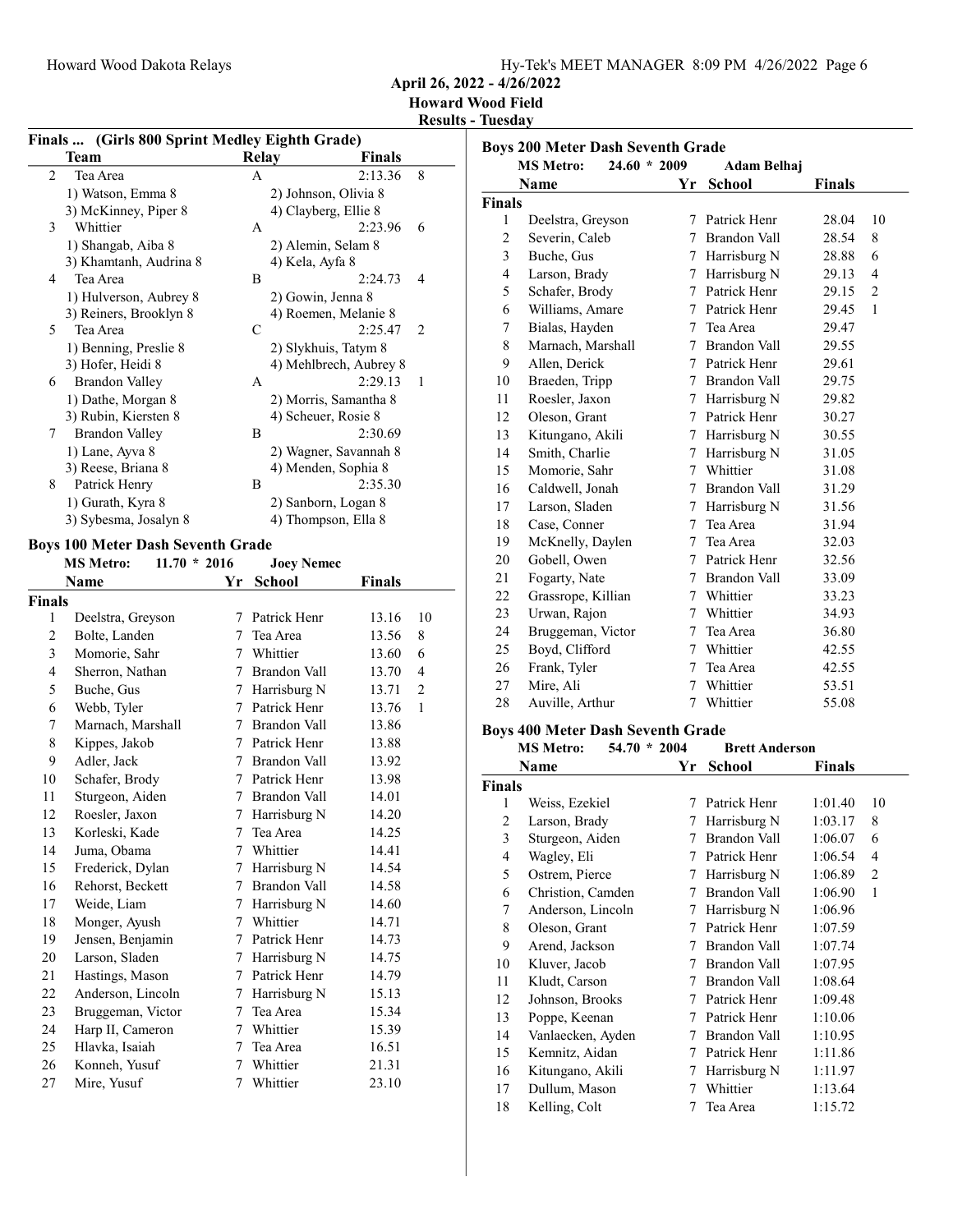Howard Wood Dakota Relays

April 26, 2022 - 4/26/2022

Howard Wood Field

Results - Tuesday

## Finals ... (Girls 800 Sprint Medley Eighth Grade)

| | Team | Relay | Finals | |
|---|---|---|---|---|
| 2 | Tea Area | A | 2:13.36 | 8 |
| | 1) Watson, Emma 8 | 2) Johnson, Olivia 8 | | |
| | 3) McKinney, Piper 8 | 4) Clayberg, Ellie 8 | | |
| 3 | Whittier | A | 2:23.96 | 6 |
| | 1) Shangab, Aiba 8 | 2) Alemin, Selam 8 | | |
| | 3) Khamtanh, Audrina 8 | 4) Kela, Ayfa 8 | | |
| 4 | Tea Area | B | 2:24.73 | 4 |
| | 1) Hulverson, Aubrey 8 | 2) Gowin, Jenna 8 | | |
| | 3) Reiners, Brooklyn 8 | 4) Roemen, Melanie 8 | | |
| 5 | Tea Area | C | 2:25.47 | 2 |
| | 1) Benning, Preslie 8 | 2) Slykhuis, Tatym 8 | | |
| | 3) Hofer, Heidi 8 | 4) Mehlbrech, Aubrey 8 | | |
| 6 | Brandon Valley | A | 2:29.13 | 1 |
| | 1) Dathe, Morgan 8 | 2) Morris, Samantha 8 | | |
| | 3) Rubin, Kiersten 8 | 4) Scheuer, Rosie 8 | | |
| 7 | Brandon Valley | B | 2:30.69 | |
| | 1) Lane, Ayva 8 | 2) Wagner, Savannah 8 | | |
| | 3) Reese, Briana 8 | 4) Menden, Sophia 8 | | |
| 8 | Patrick Henry | B | 2:35.30 | |
| | 1) Gurath, Kyra 8 | 2) Sanborn, Logan 8 | | |
| | 3) Sybesma, Josalyn 8 | 4) Thompson, Ella 8 | | |

## Boys 100 Meter Dash Seventh Grade

MS Metro: 11.70 * 2016 Joey Nemec

| | Name | Yr | School | Finals | |
|---|---|---|---|---|---|
| **Finals** | | | | | |
| 1 | Deelstra, Greyson | 7 | Patrick Henr | 13.16 | 10 |
| 2 | Bolte, Landen | 7 | Tea Area | 13.56 | 8 |
| 3 | Momorie, Sahr | 7 | Whittier | 13.60 | 6 |
| 4 | Sherron, Nathan | 7 | Brandon Vall | 13.70 | 4 |
| 5 | Buche, Gus | 7 | Harrisburg N | 13.71 | 2 |
| 6 | Webb, Tyler | 7 | Patrick Henr | 13.76 | 1 |
| 7 | Marnach, Marshall | 7 | Brandon Vall | 13.86 | |
| 8 | Kippes, Jakob | 7 | Patrick Henr | 13.88 | |
| 9 | Adler, Jack | 7 | Brandon Vall | 13.92 | |
| 10 | Schafer, Brody | 7 | Patrick Henr | 13.98 | |
| 11 | Sturgeon, Aiden | 7 | Brandon Vall | 14.01 | |
| 12 | Roesler, Jaxon | 7 | Harrisburg N | 14.20 | |
| 13 | Korleski, Kade | 7 | Tea Area | 14.25 | |
| 14 | Juma, Obama | 7 | Whittier | 14.41 | |
| 15 | Frederick, Dylan | 7 | Harrisburg N | 14.54 | |
| 16 | Rehorst, Beckett | 7 | Brandon Vall | 14.58 | |
| 17 | Weide, Liam | 7 | Harrisburg N | 14.60 | |
| 18 | Monger, Ayush | 7 | Whittier | 14.71 | |
| 19 | Jensen, Benjamin | 7 | Patrick Henr | 14.73 | |
| 20 | Larson, Sladen | 7 | Harrisburg N | 14.75 | |
| 21 | Hastings, Mason | 7 | Patrick Henr | 14.79 | |
| 22 | Anderson, Lincoln | 7 | Harrisburg N | 15.13 | |
| 23 | Bruggeman, Victor | 7 | Tea Area | 15.34 | |
| 24 | Harp II, Cameron | 7 | Whittier | 15.39 | |
| 25 | Hlavka, Isaiah | 7 | Tea Area | 16.51 | |
| 26 | Konneh, Yusuf | 7 | Whittier | 21.31 | |
| 27 | Mire, Yusuf | 7 | Whittier | 23.10 | |

## Boys 200 Meter Dash Seventh Grade

MS Metro: 24.60 * 2009 Adam Belhaj

| | Name | Yr | School | Finals | |
|---|---|---|---|---|---|
| **Finals** | | | | | |
| 1 | Deelstra, Greyson | 7 | Patrick Henr | 28.04 | 10 |
| 2 | Severin, Caleb | 7 | Brandon Vall | 28.54 | 8 |
| 3 | Buche, Gus | 7 | Harrisburg N | 28.88 | 6 |
| 4 | Larson, Brady | 7 | Harrisburg N | 29.13 | 4 |
| 5 | Schafer, Brody | 7 | Patrick Henr | 29.15 | 2 |
| 6 | Williams, Amare | 7 | Patrick Henr | 29.45 | 1 |
| 7 | Bialas, Hayden | 7 | Tea Area | 29.47 | |
| 8 | Marnach, Marshall | 7 | Brandon Vall | 29.55 | |
| 9 | Allen, Derick | 7 | Patrick Henr | 29.61 | |
| 10 | Braeden, Tripp | 7 | Brandon Vall | 29.75 | |
| 11 | Roesler, Jaxon | 7 | Harrisburg N | 29.82 | |
| 12 | Oleson, Grant | 7 | Patrick Henr | 30.27 | |
| 13 | Kitungano, Akili | 7 | Harrisburg N | 30.55 | |
| 14 | Smith, Charlie | 7 | Harrisburg N | 31.05 | |
| 15 | Momorie, Sahr | 7 | Whittier | 31.08 | |
| 16 | Caldwell, Jonah | 7 | Brandon Vall | 31.29 | |
| 17 | Larson, Sladen | 7 | Harrisburg N | 31.56 | |
| 18 | Case, Conner | 7 | Tea Area | 31.94 | |
| 19 | McKnelly, Daylen | 7 | Tea Area | 32.03 | |
| 20 | Gobell, Owen | 7 | Patrick Henr | 32.56 | |
| 21 | Fogarty, Nate | 7 | Brandon Vall | 33.09 | |
| 22 | Grassrope, Killian | 7 | Whittier | 33.23 | |
| 23 | Urwan, Rajon | 7 | Whittier | 34.93 | |
| 24 | Bruggeman, Victor | 7 | Tea Area | 36.80 | |
| 25 | Boyd, Clifford | 7 | Whittier | 42.55 | |
| 26 | Frank, Tyler | 7 | Tea Area | 42.55 | |
| 27 | Mire, Ali | 7 | Whittier | 53.51 | |
| 28 | Auville, Arthur | 7 | Whittier | 55.08 | |

## Boys 400 Meter Dash Seventh Grade

MS Metro: 54.70 * 2004 Brett Anderson

| | Name | Yr | School | Finals | |
|---|---|---|---|---|---|
| **Finals** | | | | | |
| 1 | Weiss, Ezekiel | 7 | Patrick Henr | 1:01.40 | 10 |
| 2 | Larson, Brady | 7 | Harrisburg N | 1:03.17 | 8 |
| 3 | Sturgeon, Aiden | 7 | Brandon Vall | 1:06.07 | 6 |
| 4 | Wagley, Eli | 7 | Patrick Henr | 1:06.54 | 4 |
| 5 | Ostrem, Pierce | 7 | Harrisburg N | 1:06.89 | 2 |
| 6 | Christion, Camden | 7 | Brandon Vall | 1:06.90 | 1 |
| 7 | Anderson, Lincoln | 7 | Harrisburg N | 1:06.96 | |
| 8 | Oleson, Grant | 7 | Patrick Henr | 1:07.59 | |
| 9 | Arend, Jackson | 7 | Brandon Vall | 1:07.74 | |
| 10 | Kluver, Jacob | 7 | Brandon Vall | 1:07.95 | |
| 11 | Kludt, Carson | 7 | Brandon Vall | 1:08.64 | |
| 12 | Johnson, Brooks | 7 | Patrick Henr | 1:09.48 | |
| 13 | Poppe, Keenan | 7 | Patrick Henr | 1:10.06 | |
| 14 | Vanlaecken, Ayden | 7 | Brandon Vall | 1:10.95 | |
| 15 | Kemnitz, Aidan | 7 | Patrick Henr | 1:11.86 | |
| 16 | Kitungano, Akili | 7 | Harrisburg N | 1:11.97 | |
| 17 | Dullum, Mason | 7 | Whittier | 1:13.64 | |
| 18 | Kelling, Colt | 7 | Tea Area | 1:15.72 | |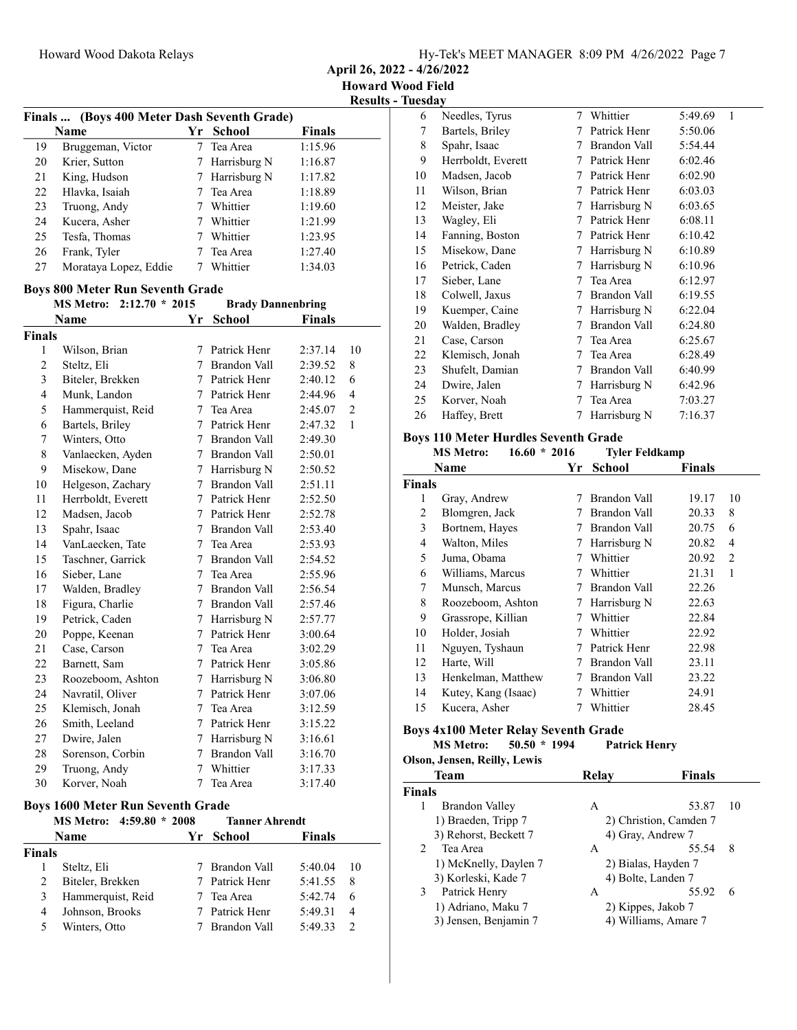## Finals ... (Boys 400 Meter Dash Seventh Grade)

| | Name | Yr | School | Finals |
|---|---|---|---|---|
| 19 | Bruggeman, Victor | 7 | Tea Area | 1:15.96 |
| 20 | Krier, Sutton | 7 | Harrisburg N | 1:16.87 |
| 21 | King, Hudson | 7 | Harrisburg N | 1:17.82 |
| 22 | Hlavka, Isaiah | 7 | Tea Area | 1:18.89 |
| 23 | Truong, Andy | 7 | Whittier | 1:19.60 |
| 24 | Kucera, Asher | 7 | Whittier | 1:21.99 |
| 25 | Tesfa, Thomas | 7 | Whittier | 1:23.95 |
| 26 | Frank, Tyler | 7 | Tea Area | 1:27.40 |
| 27 | Morataya Lopez, Eddie | 7 | Whittier | 1:34.03 |

## Boys 800 Meter Run Seventh Grade

MS Metro: 2:12.70 * 2015 Brady Dannenbring

**Finals**

| | Name | Yr | School | Finals | |
|---|---|---|---|---|---|
| 1 | Wilson, Brian | 7 | Patrick Henr | 2:37.14 | 10 |
| 2 | Steltz, Eli | 7 | Brandon Vall | 2:39.52 | 8 |
| 3 | Biteler, Brekken | 7 | Patrick Henr | 2:40.12 | 6 |
| 4 | Munk, Landon | 7 | Patrick Henr | 2:44.96 | 4 |
| 5 | Hammerquist, Reid | 7 | Tea Area | 2:45.07 | 2 |
| 6 | Bartels, Briley | 7 | Patrick Henr | 2:47.32 | 1 |
| 7 | Winters, Otto | 7 | Brandon Vall | 2:49.30 | |
| 8 | Vanlaecken, Ayden | 7 | Brandon Vall | 2:50.01 | |
| 9 | Misekow, Dane | 7 | Harrisburg N | 2:50.52 | |
| 10 | Helgeson, Zachary | 7 | Brandon Vall | 2:51.11 | |
| 11 | Herrboldt, Everett | 7 | Patrick Henr | 2:52.50 | |
| 12 | Madsen, Jacob | 7 | Patrick Henr | 2:52.78 | |
| 13 | Spahr, Isaac | 7 | Brandon Vall | 2:53.40 | |
| 14 | VanLaecken, Tate | 7 | Tea Area | 2:53.93 | |
| 15 | Taschner, Garrick | 7 | Brandon Vall | 2:54.52 | |
| 16 | Sieber, Lane | 7 | Tea Area | 2:55.96 | |
| 17 | Walden, Bradley | 7 | Brandon Vall | 2:56.54 | |
| 18 | Figura, Charlie | 7 | Brandon Vall | 2:57.46 | |
| 19 | Petrick, Caden | 7 | Harrisburg N | 2:57.77 | |
| 20 | Poppe, Keenan | 7 | Patrick Henr | 3:00.64 | |
| 21 | Case, Carson | 7 | Tea Area | 3:02.29 | |
| 22 | Barnett, Sam | 7 | Patrick Henr | 3:05.86 | |
| 23 | Roozeboom, Ashton | 7 | Harrisburg N | 3:06.80 | |
| 24 | Navratil, Oliver | 7 | Patrick Henr | 3:07.06 | |
| 25 | Klemisch, Jonah | 7 | Tea Area | 3:12.59 | |
| 26 | Smith, Leeland | 7 | Patrick Henr | 3:15.22 | |
| 27 | Dwire, Jalen | 7 | Harrisburg N | 3:16.61 | |
| 28 | Sorenson, Corbin | 7 | Brandon Vall | 3:16.70 | |
| 29 | Truong, Andy | 7 | Whittier | 3:17.33 | |
| 30 | Korver, Noah | 7 | Tea Area | 3:17.40 | |

## Boys 1600 Meter Run Seventh Grade

MS Metro: 4:59.80 * 2008 Tanner Ahrendt

**Finals**

| | Name | Yr | School | Finals | |
|---|---|---|---|---|---|
| 1 | Steltz, Eli | 7 | Brandon Vall | 5:40.04 | 10 |
| 2 | Biteler, Brekken | 7 | Patrick Henr | 5:41.55 | 8 |
| 3 | Hammerquist, Reid | 7 | Tea Area | 5:42.74 | 6 |
| 4 | Johnson, Brooks | 7 | Patrick Henr | 5:49.31 | 4 |
| 5 | Winters, Otto | 7 | Brandon Vall | 5:49.33 | 2 |
| 6 | Needles, Tyrus | 7 | Whittier | 5:49.69 | 1 |
| 7 | Bartels, Briley | 7 | Patrick Henr | 5:50.06 | |
| 8 | Spahr, Isaac | 7 | Brandon Vall | 5:54.44 | |
| 9 | Herrboldt, Everett | 7 | Patrick Henr | 6:02.46 | |
| 10 | Madsen, Jacob | 7 | Patrick Henr | 6:02.90 | |
| 11 | Wilson, Brian | 7 | Patrick Henr | 6:03.03 | |
| 12 | Meister, Jake | 7 | Harrisburg N | 6:03.65 | |
| 13 | Wagley, Eli | 7 | Patrick Henr | 6:08.11 | |
| 14 | Fanning, Boston | 7 | Patrick Henr | 6:10.42 | |
| 15 | Misekow, Dane | 7 | Harrisburg N | 6:10.89 | |
| 16 | Petrick, Caden | 7 | Harrisburg N | 6:10.96 | |
| 17 | Sieber, Lane | 7 | Tea Area | 6:12.97 | |
| 18 | Colwell, Jaxus | 7 | Brandon Vall | 6:19.55 | |
| 19 | Kuemper, Caine | 7 | Harrisburg N | 6:22.04 | |
| 20 | Walden, Bradley | 7 | Brandon Vall | 6:24.80 | |
| 21 | Case, Carson | 7 | Tea Area | 6:25.67 | |
| 22 | Klemisch, Jonah | 7 | Tea Area | 6:28.49 | |
| 23 | Shufelt, Damian | 7 | Brandon Vall | 6:40.99 | |
| 24 | Dwire, Jalen | 7 | Harrisburg N | 6:42.96 | |
| 25 | Korver, Noah | 7 | Tea Area | 7:03.27 | |
| 26 | Haffey, Brett | 7 | Harrisburg N | 7:16.37 | |

## Boys 110 Meter Hurdles Seventh Grade

MS Metro: 16.60 * 2016 Tyler Feldkamp

**Finals**

| | Name | Yr | School | Finals | |
|---|---|---|---|---|---|
| 1 | Gray, Andrew | 7 | Brandon Vall | 19.17 | 10 |
| 2 | Blomgren, Jack | 7 | Brandon Vall | 20.33 | 8 |
| 3 | Bortnem, Hayes | 7 | Brandon Vall | 20.75 | 6 |
| 4 | Walton, Miles | 7 | Harrisburg N | 20.82 | 4 |
| 5 | Juma, Obama | 7 | Whittier | 20.92 | 2 |
| 6 | Williams, Marcus | 7 | Whittier | 21.31 | 1 |
| 7 | Munsch, Marcus | 7 | Brandon Vall | 22.26 | |
| 8 | Roozeboom, Ashton | 7 | Harrisburg N | 22.63 | |
| 9 | Grassrope, Killian | 7 | Whittier | 22.84 | |
| 10 | Holder, Josiah | 7 | Whittier | 22.92 | |
| 11 | Nguyen, Tyshaun | 7 | Patrick Henr | 22.98 | |
| 12 | Harte, Will | 7 | Brandon Vall | 23.11 | |
| 13 | Henkelman, Matthew | 7 | Brandon Vall | 23.22 | |
| 14 | Kutey, Kang (Isaac) | 7 | Whittier | 24.91 | |
| 15 | Kucera, Asher | 7 | Whittier | 28.45 | |

## Boys 4x100 Meter Relay Seventh Grade

MS Metro: 50.50 * 1994 Patrick Henry

Olson, Jensen, Reilly, Lewis

**Finals**

| | Team | Relay | Finals | |
|---|---|---|---|---|
| 1 | Brandon Valley | A | 53.87 | 10 |
| | 1) Braeden, Tripp 7 | 2) Christion, Camden 7 | | |
| | 3) Rehorst, Beckett 7 | 4) Gray, Andrew 7 | | |
| 2 | Tea Area | A | 55.54 | 8 |
| | 1) McKnelly, Daylen 7 | 2) Bialas, Hayden 7 | | |
| | 3) Korleski, Kade 7 | 4) Bolte, Landen 7 | | |
| 3 | Patrick Henry | A | 55.92 | 6 |
| | 1) Adriano, Maku 7 | 2) Kippes, Jakob 7 | | |
| | 3) Jensen, Benjamin 7 | 4) Williams, Amare 7 | | |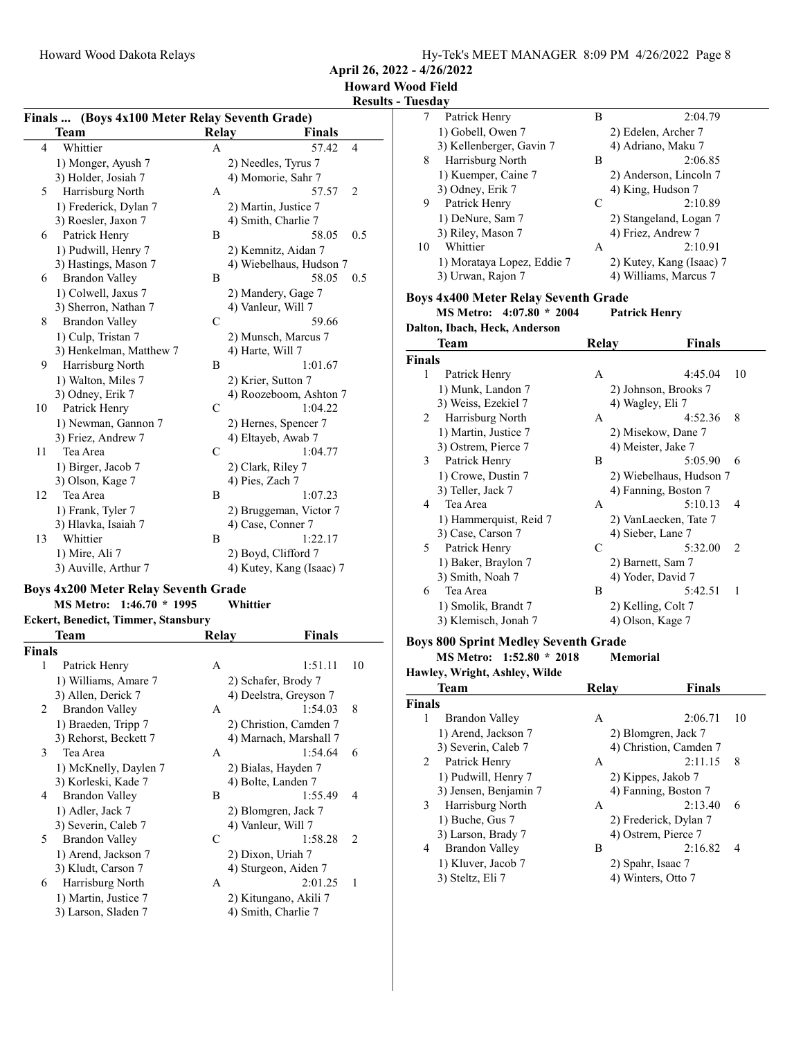## Finals ... (Boys 4x100 Meter Relay Seventh Grade)

| | Team | Relay | Finals | |
|---|---|---|---|---|
| 4 | Whittier | A | 57.42 | 4 |
| | 1) Monger, Ayush 7 | 2) Needles, Tyrus 7 | | |
| | 3) Holder, Josiah 7 | 4) Momorie, Sahr 7 | | |
| 5 | Harrisburg North | A | 57.57 | 2 |
| | 1) Frederick, Dylan 7 | 2) Martin, Justice 7 | | |
| | 3) Roesler, Jaxon 7 | 4) Smith, Charlie 7 | | |
| 6 | Patrick Henry | B | 58.05 | 0.5 |
| | 1) Pudwill, Henry 7 | 2) Kemnitz, Aidan 7 | | |
| | 3) Hastings, Mason 7 | 4) Wiebelhaus, Hudson 7 | | |
| 6 | Brandon Valley | B | 58.05 | 0.5 |
| | 1) Colwell, Jaxus 7 | 2) Mandery, Gage 7 | | |
| | 3) Sherron, Nathan 7 | 4) Vanleur, Will 7 | | |
| 8 | Brandon Valley | C | 59.66 | |
| | 1) Culp, Tristan 7 | 2) Munsch, Marcus 7 | | |
| | 3) Henkelman, Matthew 7 | 4) Harte, Will 7 | | |
| 9 | Harrisburg North | B | 1:01.67 | |
| | 1) Walton, Miles 7 | 2) Krier, Sutton 7 | | |
| | 3) Odney, Erik 7 | 4) Roozeboom, Ashton 7 | | |
| 10 | Patrick Henry | C | 1:04.22 | |
| | 1) Newman, Gannon 7 | 2) Hernes, Spencer 7 | | |
| | 3) Friez, Andrew 7 | 4) Eltayeb, Awab 7 | | |
| 11 | Tea Area | C | 1:04.77 | |
| | 1) Birger, Jacob 7 | 2) Clark, Riley 7 | | |
| | 3) Olson, Kage 7 | 4) Pies, Zach 7 | | |
| 12 | Tea Area | B | 1:07.23 | |
| | 1) Frank, Tyler 7 | 2) Bruggeman, Victor 7 | | |
| | 3) Hlavka, Isaiah 7 | 4) Case, Conner 7 | | |
| 13 | Whittier | B | 1:22.17 | |
| | 1) Mire, Ali 7 | 2) Boyd, Clifford 7 | | |
| | 3) Auville, Arthur 7 | 4) Kutey, Kang (Isaac) 7 | | |

## Boys 4x200 Meter Relay Seventh Grade

**MS Metro: 1:46.70 * 1995 Whittier**
**Eckert, Benedict, Timmer, Stansbury**

| | Team | Relay | Finals | |
|---|---|---|---|---|
| **Finals** | | | | |
| 1 | Patrick Henry | A | 1:51.11 | 10 |
| | 1) Williams, Amare 7 | 2) Schafer, Brody 7 | | |
| | 3) Allen, Derick 7 | 4) Deelstra, Greyson 7 | | |
| 2 | Brandon Valley | A | 1:54.03 | 8 |
| | 1) Braeden, Tripp 7 | 2) Christion, Camden 7 | | |
| | 3) Rehorst, Beckett 7 | 4) Marnach, Marshall 7 | | |
| 3 | Tea Area | A | 1:54.64 | 6 |
| | 1) McKnelly, Daylen 7 | 2) Bialas, Hayden 7 | | |
| | 3) Korleski, Kade 7 | 4) Bolte, Landen 7 | | |
| 4 | Brandon Valley | B | 1:55.49 | 4 |
| | 1) Adler, Jack 7 | 2) Blomgren, Jack 7 | | |
| | 3) Severin, Caleb 7 | 4) Vanleur, Will 7 | | |
| 5 | Brandon Valley | C | 1:58.28 | 2 |
| | 1) Arend, Jackson 7 | 2) Dixon, Uriah 7 | | |
| | 3) Kludt, Carson 7 | 4) Sturgeon, Aiden 7 | | |
| 6 | Harrisburg North | A | 2:01.25 | 1 |
| | 1) Martin, Justice 7 | 2) Kitungano, Akili 7 | | |
| | 3) Larson, Sladen 7 | 4) Smith, Charlie 7 | | |
| 7 | Patrick Henry | B | 2:04.79 | |
| | 1) Gobell, Owen 7 | 2) Edelen, Archer 7 | | |
| | 3) Kellenberger, Gavin 7 | 4) Adriano, Maku 7 | | |
| 8 | Harrisburg North | B | 2:06.85 | |
| | 1) Kuemper, Caine 7 | 2) Anderson, Lincoln 7 | | |
| | 3) Odney, Erik 7 | 4) King, Hudson 7 | | |
| 9 | Patrick Henry | C | 2:10.89 | |
| | 1) DeNure, Sam 7 | 2) Stangeland, Logan 7 | | |
| | 3) Riley, Mason 7 | 4) Friez, Andrew 7 | | |
| 10 | Whittier | A | 2:10.91 | |
| | 1) Morataya Lopez, Eddie 7 | 2) Kutey, Kang (Isaac) 7 | | |
| | 3) Urwan, Rajon 7 | 4) Williams, Marcus 7 | | |

## Boys 4x400 Meter Relay Seventh Grade

**MS Metro: 4:07.80 * 2004 Patrick Henry**
**Dalton, Ibach, Heck, Anderson**

| | Team | Relay | Finals | |
|---|---|---|---|---|
| **Finals** | | | | |
| 1 | Patrick Henry | A | 4:45.04 | 10 |
| | 1) Munk, Landon 7 | 2) Johnson, Brooks 7 | | |
| | 3) Weiss, Ezekiel 7 | 4) Wagley, Eli 7 | | |
| 2 | Harrisburg North | A | 4:52.36 | 8 |
| | 1) Martin, Justice 7 | 2) Misekow, Dane 7 | | |
| | 3) Ostrem, Pierce 7 | 4) Meister, Jake 7 | | |
| 3 | Patrick Henry | B | 5:05.90 | 6 |
| | 1) Crowe, Dustin 7 | 2) Wiebelhaus, Hudson 7 | | |
| | 3) Teller, Jack 7 | 4) Fanning, Boston 7 | | |
| 4 | Tea Area | A | 5:10.13 | 4 |
| | 1) Hammerquist, Reid 7 | 2) VanLaecken, Tate 7 | | |
| | 3) Case, Carson 7 | 4) Sieber, Lane 7 | | |
| 5 | Patrick Henry | C | 5:32.00 | 2 |
| | 1) Baker, Braylon 7 | 2) Barnett, Sam 7 | | |
| | 3) Smith, Noah 7 | 4) Yoder, David 7 | | |
| 6 | Tea Area | B | 5:42.51 | 1 |
| | 1) Smolik, Brandt 7 | 2) Kelling, Colt 7 | | |
| | 3) Klemisch, Jonah 7 | 4) Olson, Kage 7 | | |

## Boys 800 Sprint Medley Seventh Grade

**MS Metro: 1:52.80 * 2018 Memorial**
**Hawley, Wright, Ashley, Wilde**

| | Team | Relay | Finals | |
|---|---|---|---|---|
| **Finals** | | | | |
| 1 | Brandon Valley | A | 2:06.71 | 10 |
| | 1) Arend, Jackson 7 | 2) Blomgren, Jack 7 | | |
| | 3) Severin, Caleb 7 | 4) Christion, Camden 7 | | |
| 2 | Patrick Henry | A | 2:11.15 | 8 |
| | 1) Pudwill, Henry 7 | 2) Kippes, Jakob 7 | | |
| | 3) Jensen, Benjamin 7 | 4) Fanning, Boston 7 | | |
| 3 | Harrisburg North | A | 2:13.40 | 6 |
| | 1) Buche, Gus 7 | 2) Frederick, Dylan 7 | | |
| | 3) Larson, Brady 7 | 4) Ostrem, Pierce 7 | | |
| 4 | Brandon Valley | B | 2:16.82 | 4 |
| | 1) Kluver, Jacob 7 | 2) Spahr, Isaac 7 | | |
| | 3) Steltz, Eli 7 | 4) Winters, Otto 7 | | |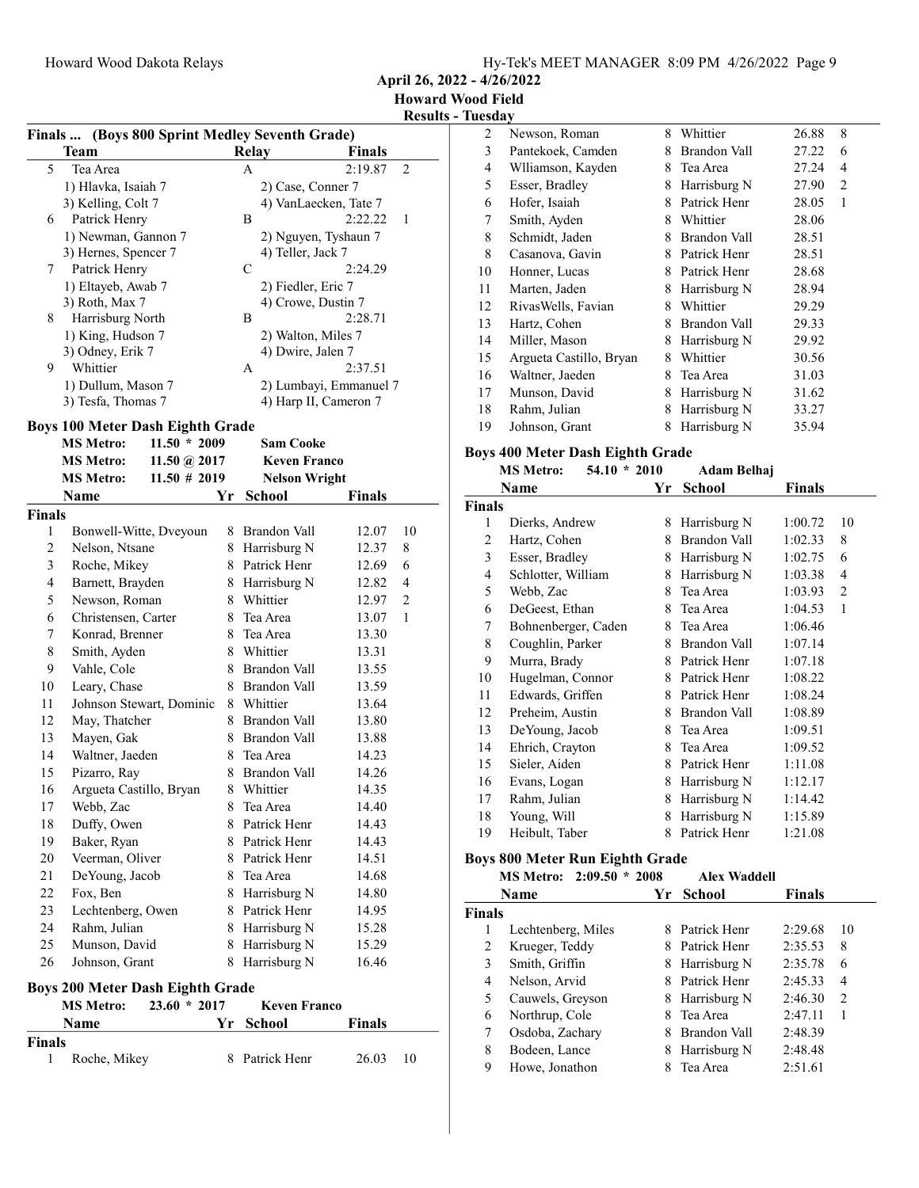## Finals ... (Boys 800 Sprint Medley Seventh Grade)

| | Team | Relay | Finals | |
|---|---|---|---|---|
| 5 | Tea Area | A | 2:19.87 | 2 |
| | 1) Hlavka, Isaiah 7 | 2) Case, Conner 7 | | |
| | 3) Kelling, Colt 7 | 4) VanLaecken, Tate 7 | | |
| 6 | Patrick Henry | B | 2:22.22 | 1 |
| | 1) Newman, Gannon 7 | 2) Nguyen, Tyshaun 7 | | |
| | 3) Hernes, Spencer 7 | 4) Teller, Jack 7 | | |
| 7 | Patrick Henry | C | 2:24.29 | |
| | 1) Eltayeb, Awab 7 | 2) Fiedler, Eric 7 | | |
| | 3) Roth, Max 7 | 4) Crowe, Dustin 7 | | |
| 8 | Harrisburg North | B | 2:28.71 | |
| | 1) King, Hudson 7 | 2) Walton, Miles 7 | | |
| | 3) Odney, Erik 7 | 4) Dwire, Jalen 7 | | |
| 9 | Whittier | A | 2:37.51 | |
| | 1) Dullum, Mason 7 | 2) Lumbayi, Emmanuel 7 | | |
| | 3) Tesfa, Thomas 7 | 4) Harp II, Cameron 7 | | |

## Boys 100 Meter Dash Eighth Grade

MS Metro: 11.50 * 2009 Sam Cooke
MS Metro: 11.50 @ 2017 Keven Franco
MS Metro: 11.50 # 2019 Nelson Wright

**Finals**

| | Name | Yr | School | Finals | |
|---|---|---|---|---|---|
| 1 | Bonwell-Witte, Dveyoun | 8 | Brandon Vall | 12.07 | 10 |
| 2 | Nelson, Ntsane | 8 | Harrisburg N | 12.37 | 8 |
| 3 | Roche, Mikey | 8 | Patrick Henr | 12.69 | 6 |
| 4 | Barnett, Brayden | 8 | Harrisburg N | 12.82 | 4 |
| 5 | Newson, Roman | 8 | Whittier | 12.97 | 2 |
| 6 | Christensen, Carter | 8 | Tea Area | 13.07 | 1 |
| 7 | Konrad, Brenner | 8 | Tea Area | 13.30 | |
| 8 | Smith, Ayden | 8 | Whittier | 13.31 | |
| 9 | Vahle, Cole | 8 | Brandon Vall | 13.55 | |
| 10 | Leary, Chase | 8 | Brandon Vall | 13.59 | |
| 11 | Johnson Stewart, Dominic | 8 | Whittier | 13.64 | |
| 12 | May, Thatcher | 8 | Brandon Vall | 13.80 | |
| 13 | Mayen, Gak | 8 | Brandon Vall | 13.88 | |
| 14 | Waltner, Jaeden | 8 | Tea Area | 14.23 | |
| 15 | Pizarro, Ray | 8 | Brandon Vall | 14.26 | |
| 16 | Argueta Castillo, Bryan | 8 | Whittier | 14.35 | |
| 17 | Webb, Zac | 8 | Tea Area | 14.40 | |
| 18 | Duffy, Owen | 8 | Patrick Henr | 14.43 | |
| 19 | Baker, Ryan | 8 | Patrick Henr | 14.43 | |
| 20 | Veerman, Oliver | 8 | Patrick Henr | 14.51 | |
| 21 | DeYoung, Jacob | 8 | Tea Area | 14.68 | |
| 22 | Fox, Ben | 8 | Harrisburg N | 14.80 | |
| 23 | Lechtenberg, Owen | 8 | Patrick Henr | 14.95 | |
| 24 | Rahm, Julian | 8 | Harrisburg N | 15.28 | |
| 25 | Munson, David | 8 | Harrisburg N | 15.29 | |
| 26 | Johnson, Grant | 8 | Harrisburg N | 16.46 | |

## Boys 200 Meter Dash Eighth Grade

MS Metro: 23.60 * 2017 Keven Franco

**Finals**

| | Name | Yr | School | Finals | |
|---|---|---|---|---|---|
| 1 | Roche, Mikey | 8 | Patrick Henr | 26.03 | 10 |
| 2 | Newson, Roman | 8 | Whittier | 26.88 | 8 |
| 3 | Pantekoek, Camden | 8 | Brandon Vall | 27.22 | 6 |
| 4 | Wlliamson, Kayden | 8 | Tea Area | 27.24 | 4 |
| 5 | Esser, Bradley | 8 | Harrisburg N | 27.90 | 2 |
| 6 | Hofer, Isaiah | 8 | Patrick Henr | 28.05 | 1 |
| 7 | Smith, Ayden | 8 | Whittier | 28.06 | |
| 8 | Schmidt, Jaden | 8 | Brandon Vall | 28.51 | |
| 8 | Casanova, Gavin | 8 | Patrick Henr | 28.51 | |
| 10 | Honner, Lucas | 8 | Patrick Henr | 28.68 | |
| 11 | Marten, Jaden | 8 | Harrisburg N | 28.94 | |
| 12 | RivasWells, Favian | 8 | Whittier | 29.29 | |
| 13 | Hartz, Cohen | 8 | Brandon Vall | 29.33 | |
| 14 | Miller, Mason | 8 | Harrisburg N | 29.92 | |
| 15 | Argueta Castillo, Bryan | 8 | Whittier | 30.56 | |
| 16 | Waltner, Jaeden | 8 | Tea Area | 31.03 | |
| 17 | Munson, David | 8 | Harrisburg N | 31.62 | |
| 18 | Rahm, Julian | 8 | Harrisburg N | 33.27 | |
| 19 | Johnson, Grant | 8 | Harrisburg N | 35.94 | |

## Boys 400 Meter Dash Eighth Grade

MS Metro: 54.10 * 2010 Adam Belhaj

**Finals**

| | Name | Yr | School | Finals | |
|---|---|---|---|---|---|
| 1 | Dierks, Andrew | 8 | Harrisburg N | 1:00.72 | 10 |
| 2 | Hartz, Cohen | 8 | Brandon Vall | 1:02.33 | 8 |
| 3 | Esser, Bradley | 8 | Harrisburg N | 1:02.75 | 6 |
| 4 | Schlotter, William | 8 | Harrisburg N | 1:03.38 | 4 |
| 5 | Webb, Zac | 8 | Tea Area | 1:03.93 | 2 |
| 6 | DeGeest, Ethan | 8 | Tea Area | 1:04.53 | 1 |
| 7 | Bohnenberger, Caden | 8 | Tea Area | 1:06.46 | |
| 8 | Coughlin, Parker | 8 | Brandon Vall | 1:07.14 | |
| 9 | Murra, Brady | 8 | Patrick Henr | 1:07.18 | |
| 10 | Hugelman, Connor | 8 | Patrick Henr | 1:08.22 | |
| 11 | Edwards, Griffen | 8 | Patrick Henr | 1:08.24 | |
| 12 | Preheim, Austin | 8 | Brandon Vall | 1:08.89 | |
| 13 | DeYoung, Jacob | 8 | Tea Area | 1:09.51 | |
| 14 | Ehrich, Crayton | 8 | Tea Area | 1:09.52 | |
| 15 | Sieler, Aiden | 8 | Patrick Henr | 1:11.08 | |
| 16 | Evans, Logan | 8 | Harrisburg N | 1:12.17 | |
| 17 | Rahm, Julian | 8 | Harrisburg N | 1:14.42 | |
| 18 | Young, Will | 8 | Harrisburg N | 1:15.89 | |
| 19 | Heibult, Taber | 8 | Patrick Henr | 1:21.08 | |

## Boys 800 Meter Run Eighth Grade

MS Metro: 2:09.50 * 2008 Alex Waddell

**Finals**

| | Name | Yr | School | Finals | |
|---|---|---|---|---|---|
| 1 | Lechtenberg, Miles | 8 | Patrick Henr | 2:29.68 | 10 |
| 2 | Krueger, Teddy | 8 | Patrick Henr | 2:35.53 | 8 |
| 3 | Smith, Griffin | 8 | Harrisburg N | 2:35.78 | 6 |
| 4 | Nelson, Arvid | 8 | Patrick Henr | 2:45.33 | 4 |
| 5 | Cauwels, Greyson | 8 | Harrisburg N | 2:46.30 | 2 |
| 6 | Northrup, Cole | 8 | Tea Area | 2:47.11 | 1 |
| 7 | Osdoba, Zachary | 8 | Brandon Vall | 2:48.39 | |
| 8 | Bodeen, Lance | 8 | Harrisburg N | 2:48.48 | |
| 9 | Howe, Jonathon | 8 | Tea Area | 2:51.61 | |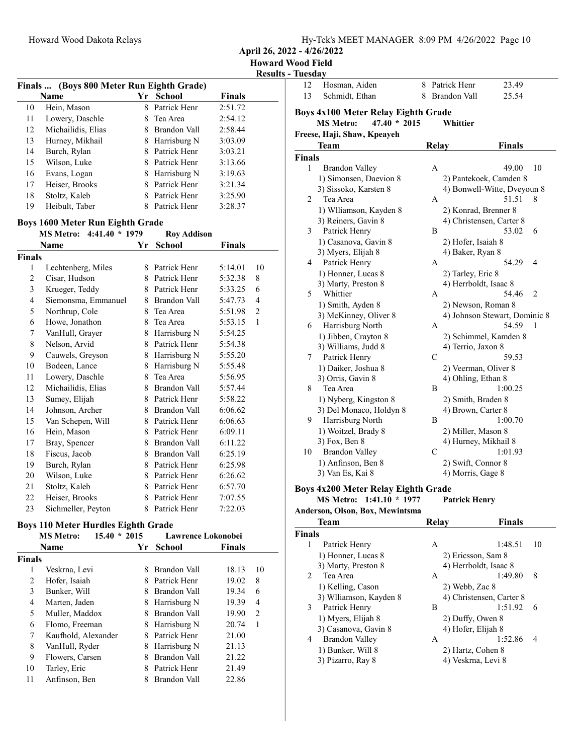## Finals ... (Boys 800 Meter Run Eighth Grade)

| | Name | Yr | School | Finals | |
|---|---|---|---|---|---|
| 10 | Hein, Mason | 8 | Patrick Henr | 2:51.72 | |
| 11 | Lowery, Daschle | 8 | Tea Area | 2:54.12 | |
| 12 | Michailidis, Elias | 8 | Brandon Vall | 2:58.44 | |
| 13 | Hurney, Mikhail | 8 | Harrisburg N | 3:03.09 | |
| 14 | Burch, Rylan | 8 | Patrick Henr | 3:03.21 | |
| 15 | Wilson, Luke | 8 | Patrick Henr | 3:13.66 | |
| 16 | Evans, Logan | 8 | Harrisburg N | 3:19.63 | |
| 17 | Heiser, Brooks | 8 | Patrick Henr | 3:21.34 | |
| 18 | Stoltz, Kaleb | 8 | Patrick Henr | 3:25.90 | |
| 19 | Heibult, Taber | 8 | Patrick Henr | 3:28.37 | |

## Boys 1600 Meter Run Eighth Grade

MS Metro: 4:41.40 * 1979 Roy Addison

| | Name | Yr | School | Finals | |
|---|---|---|---|---|---|
| **Finals** | | | | | |
| 1 | Lechtenberg, Miles | 8 | Patrick Henr | 5:14.01 | 10 |
| 2 | Cisar, Hudson | 8 | Patrick Henr | 5:32.38 | 8 |
| 3 | Krueger, Teddy | 8 | Patrick Henr | 5:33.25 | 6 |
| 4 | Siemonsma, Emmanuel | 8 | Brandon Vall | 5:47.73 | 4 |
| 5 | Northrup, Cole | 8 | Tea Area | 5:51.98 | 2 |
| 6 | Howe, Jonathon | 8 | Tea Area | 5:53.15 | 1 |
| 7 | VanHull, Grayer | 8 | Harrisburg N | 5:54.25 | |
| 8 | Nelson, Arvid | 8 | Patrick Henr | 5:54.38 | |
| 9 | Cauwels, Greyson | 8 | Harrisburg N | 5:55.20 | |
| 10 | Bodeen, Lance | 8 | Harrisburg N | 5:55.48 | |
| 11 | Lowery, Daschle | 8 | Tea Area | 5:56.95 | |
| 12 | Michailidis, Elias | 8 | Brandon Vall | 5:57.44 | |
| 13 | Sumey, Elijah | 8 | Patrick Henr | 5:58.22 | |
| 14 | Johnson, Archer | 8 | Brandon Vall | 6:06.62 | |
| 15 | Van Schepen, Will | 8 | Patrick Henr | 6:06.63 | |
| 16 | Hein, Mason | 8 | Patrick Henr | 6:09.11 | |
| 17 | Bray, Spencer | 8 | Brandon Vall | 6:11.22 | |
| 18 | Fiscus, Jacob | 8 | Brandon Vall | 6:25.19 | |
| 19 | Burch, Rylan | 8 | Patrick Henr | 6:25.98 | |
| 20 | Wilson, Luke | 8 | Patrick Henr | 6:26.62 | |
| 21 | Stoltz, Kaleb | 8 | Patrick Henr | 6:57.70 | |
| 22 | Heiser, Brooks | 8 | Patrick Henr | 7:07.55 | |
| 23 | Sichmeller, Peyton | 8 | Patrick Henr | 7:22.03 | |

## Boys 110 Meter Hurdles Eighth Grade

MS Metro: 15.40 * 2015 Lawrence Lokonobei

| | Name | Yr | School | Finals | |
|---|---|---|---|---|---|
| **Finals** | | | | | |
| 1 | Veskrna, Levi | 8 | Brandon Vall | 18.13 | 10 |
| 2 | Hofer, Isaiah | 8 | Patrick Henr | 19.02 | 8 |
| 3 | Bunker, Will | 8 | Brandon Vall | 19.34 | 6 |
| 4 | Marten, Jaden | 8 | Harrisburg N | 19.39 | 4 |
| 5 | Muller, Maddox | 8 | Brandon Vall | 19.90 | 2 |
| 6 | Flomo, Freeman | 8 | Harrisburg N | 20.74 | 1 |
| 7 | Kaufhold, Alexander | 8 | Patrick Henr | 21.00 | |
| 8 | VanHull, Ryder | 8 | Harrisburg N | 21.13 | |
| 9 | Flowers, Carsen | 8 | Brandon Vall | 21.22 | |
| 10 | Tarley, Eric | 8 | Patrick Henr | 21.49 | |
| 11 | Anfinson, Ben | 8 | Brandon Vall | 22.86 | |
| 12 | Hosman, Aiden | 8 | Patrick Henr | 23.49 | |
| 13 | Schmidt, Ethan | 8 | Brandon Vall | 25.54 | |

## Boys 4x100 Meter Relay Eighth Grade

MS Metro: 47.40 * 2015 Whittier
Freese, Haji, Shaw, Kpeayeh

| | Team | Relay | Finals | |
|---|---|---|---|---|
| **Finals** | | | | |
| 1 | Brandon Valley | A | 49.00 | 10 |
| | 1) Simonsen, Daevion 8 | 2) Pantekoek, Camden 8 | | |
| | 3) Sissoko, Karsten 8 | 4) Bonwell-Witte, Dveyoun 8 | | |
| 2 | Tea Area | A | 51.51 | 8 |
| | 1) Wlliamson, Kayden 8 | 2) Konrad, Brenner 8 | | |
| | 3) Reiners, Gavin 8 | 4) Christensen, Carter 8 | | |
| 3 | Patrick Henry | B | 53.02 | 6 |
| | 1) Casanova, Gavin 8 | 2) Hofer, Isaiah 8 | | |
| | 3) Myers, Elijah 8 | 4) Baker, Ryan 8 | | |
| 4 | Patrick Henry | A | 54.29 | 4 |
| | 1) Honner, Lucas 8 | 2) Tarley, Eric 8 | | |
| | 3) Marty, Preston 8 | 4) Herrboldt, Isaac 8 | | |
| 5 | Whittier | A | 54.46 | 2 |
| | 1) Smith, Ayden 8 | 2) Newson, Roman 8 | | |
| | 3) McKinney, Oliver 8 | 4) Johnson Stewart, Dominic 8 | | |
| 6 | Harrisburg North | A | 54.59 | 1 |
| | 1) Jibben, Crayton 8 | 2) Schimmel, Kamden 8 | | |
| | 3) Williams, Judd 8 | 4) Terrio, Jaxon 8 | | |
| 7 | Patrick Henry | C | 59.53 | |
| | 1) Daiker, Joshua 8 | 2) Veerman, Oliver 8 | | |
| | 3) Orris, Gavin 8 | 4) Ohling, Ethan 8 | | |
| 8 | Tea Area | B | 1:00.25 | |
| | 1) Nyberg, Kingston 8 | 2) Smith, Braden 8 | | |
| | 3) Del Monaco, Holdyn 8 | 4) Brown, Carter 8 | | |
| 9 | Harrisburg North | B | 1:00.70 | |
| | 1) Woitzel, Brady 8 | 2) Miller, Mason 8 | | |
| | 3) Fox, Ben 8 | 4) Hurney, Mikhail 8 | | |
| 10 | Brandon Valley | C | 1:01.93 | |
| | 1) Anfinson, Ben 8 | 2) Swift, Connor 8 | | |
| | 3) Van Es, Kai 8 | 4) Morris, Gage 8 | | |

## Boys 4x200 Meter Relay Eighth Grade

MS Metro: 1:41.10 * 1977 Patrick Henry
Anderson, Olson, Box, Mewintsma

| | Team | Relay | Finals | |
|---|---|---|---|---|
| **Finals** | | | | |
| 1 | Patrick Henry | A | 1:48.51 | 10 |
| | 1) Honner, Lucas 8 | 2) Ericsson, Sam 8 | | |
| | 3) Marty, Preston 8 | 4) Herrboldt, Isaac 8 | | |
| 2 | Tea Area | A | 1:49.80 | 8 |
| | 1) Kelling, Cason | 2) Webb, Zac 8 | | |
| | 3) Wlliamson, Kayden 8 | 4) Christensen, Carter 8 | | |
| 3 | Patrick Henry | B | 1:51.92 | 6 |
| | 1) Myers, Elijah 8 | 2) Duffy, Owen 8 | | |
| | 3) Casanova, Gavin 8 | 4) Hofer, Elijah 8 | | |
| 4 | Brandon Valley | A | 1:52.86 | 4 |
| | 1) Bunker, Will 8 | 2) Hartz, Cohen 8 | | |
| | 3) Pizarro, Ray 8 | 4) Veskrna, Levi 8 | | |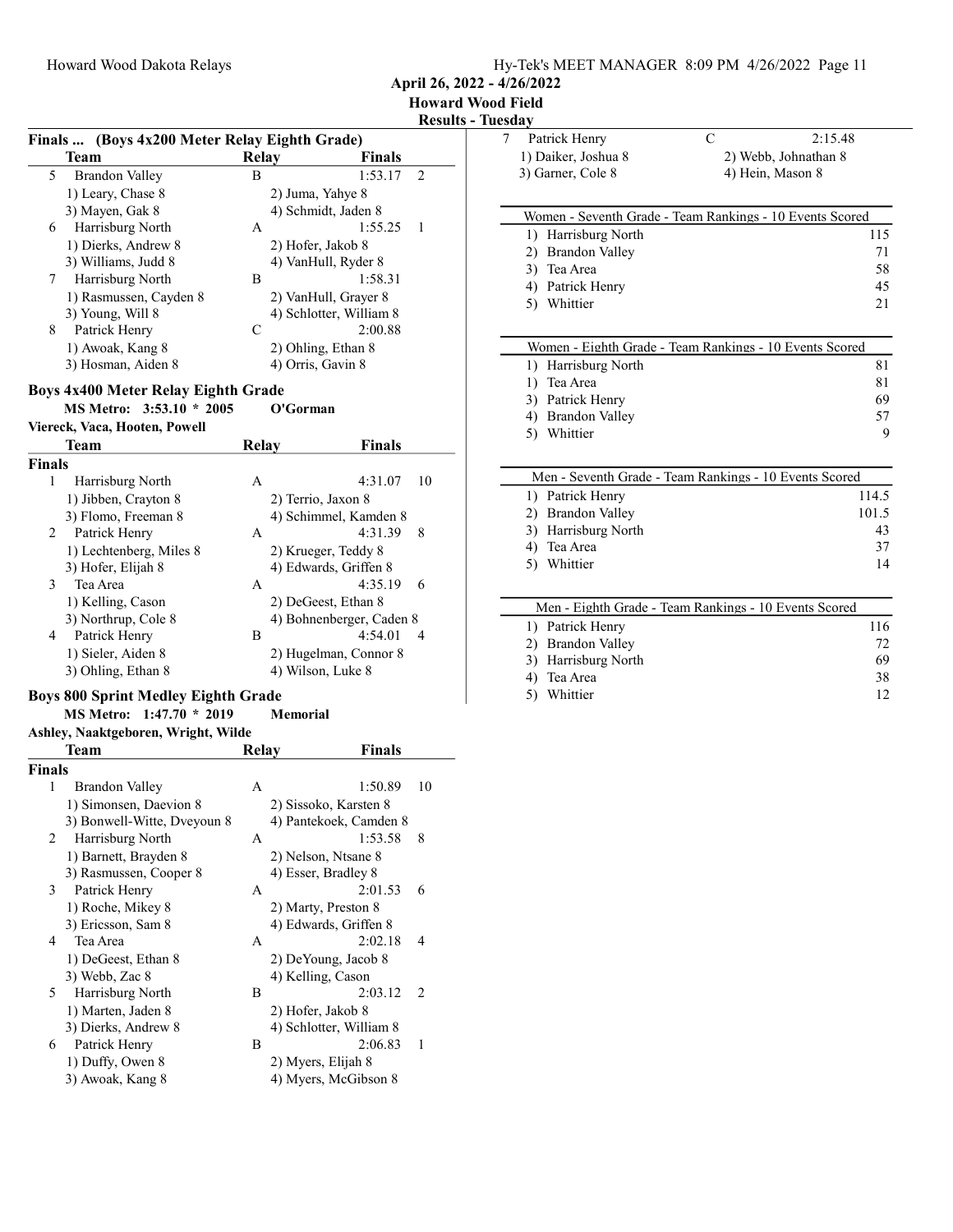## Finals ... (Boys 4x200 Meter Relay Eighth Grade)

| | Team | Relay | Finals | |
|---|---|---|---|---|
| 5 | Brandon Valley | B | 1:53.17 | 2 |
| | 1) Leary, Chase 8 | 2) Juma, Yahye 8 | | |
| | 3) Mayen, Gak 8 | 4) Schmidt, Jaden 8 | | |
| 6 | Harrisburg North | A | 1:55.25 | 1 |
| | 1) Dierks, Andrew 8 | 2) Hofer, Jakob 8 | | |
| | 3) Williams, Judd 8 | 4) VanHull, Ryder 8 | | |
| 7 | Harrisburg North | B | 1:58.31 | |
| | 1) Rasmussen, Cayden 8 | 2) VanHull, Grayer 8 | | |
| | 3) Young, Will 8 | 4) Schlotter, William 8 | | |
| 8 | Patrick Henry | C | 2:00.88 | |
| | 1) Awoak, Kang 8 | 2) Ohling, Ethan 8 | | |
| | 3) Hosman, Aiden 8 | 4) Orris, Gavin 8 | | |

## Boys 4x400 Meter Relay Eighth Grade

**MS Metro: 3:53.10 * 2005 O'Gorman**

**Viereck, Vaca, Hooten, Powell**

### Finals

| | Team | Relay | Finals | |
|---|---|---|---|---|
| 1 | Harrisburg North | A | 4:31.07 | 10 |
| | 1) Jibben, Crayton 8 | 2) Terrio, Jaxon 8 | | |
| | 3) Flomo, Freeman 8 | 4) Schimmel, Kamden 8 | | |
| 2 | Patrick Henry | A | 4:31.39 | 8 |
| | 1) Lechtenberg, Miles 8 | 2) Krueger, Teddy 8 | | |
| | 3) Hofer, Elijah 8 | 4) Edwards, Griffen 8 | | |
| 3 | Tea Area | A | 4:35.19 | 6 |
| | 1) Kelling, Cason | 2) DeGeest, Ethan 8 | | |
| | 3) Northrup, Cole 8 | 4) Bohnenberger, Caden 8 | | |
| 4 | Patrick Henry | B | 4:54.01 | 4 |
| | 1) Sieler, Aiden 8 | 2) Hugelman, Connor 8 | | |
| | 3) Ohling, Ethan 8 | 4) Wilson, Luke 8 | | |

## Boys 800 Sprint Medley Eighth Grade

**MS Metro: 1:47.70 * 2019 Memorial**

**Ashley, Naaktgeboren, Wright, Wilde**

### Finals

| | Team | Relay | Finals | |
|---|---|---|---|---|
| 1 | Brandon Valley | A | 1:50.89 | 10 |
| | 1) Simonsen, Daevion 8 | 2) Sissoko, Karsten 8 | | |
| | 3) Bonwell-Witte, Dveyoun 8 | 4) Pantekoek, Camden 8 | | |
| 2 | Harrisburg North | A | 1:53.58 | 8 |
| | 1) Barnett, Brayden 8 | 2) Nelson, Ntsane 8 | | |
| | 3) Rasmussen, Cooper 8 | 4) Esser, Bradley 8 | | |
| 3 | Patrick Henry | A | 2:01.53 | 6 |
| | 1) Roche, Mikey 8 | 2) Marty, Preston 8 | | |
| | 3) Ericsson, Sam 8 | 4) Edwards, Griffen 8 | | |
| 4 | Tea Area | A | 2:02.18 | 4 |
| | 1) DeGeest, Ethan 8 | 2) DeYoung, Jacob 8 | | |
| | 3) Webb, Zac 8 | 4) Kelling, Cason | | |
| 5 | Harrisburg North | B | 2:03.12 | 2 |
| | 1) Marten, Jaden 8 | 2) Hofer, Jakob 8 | | |
| | 3) Dierks, Andrew 8 | 4) Schlotter, William 8 | | |
| 6 | Patrick Henry | B | 2:06.83 | 1 |
| | 1) Duffy, Owen 8 | 2) Myers, Elijah 8 | | |
| | 3) Awoak, Kang 8 | 4) Myers, McGibson 8 | | |
| 7 | Patrick Henry | C | 2:15.48 | |
| | 1) Daiker, Joshua 8 | 2) Webb, Johnathan 8 | | |
| | 3) Garner, Cole 8 | 4) Hein, Mason 8 | | |

### Women - Seventh Grade - Team Rankings - 10 Events Scored

| | Team | Points |
|---|---|---|
| 1) | Harrisburg North | 115 |
| 2) | Brandon Valley | 71 |
| 3) | Tea Area | 58 |
| 4) | Patrick Henry | 45 |
| 5) | Whittier | 21 |

### Women - Eighth Grade - Team Rankings - 10 Events Scored

| | Team | Points |
|---|---|---|
| 1) | Harrisburg North | 81 |
| 1) | Tea Area | 81 |
| 3) | Patrick Henry | 69 |
| 4) | Brandon Valley | 57 |
| 5) | Whittier | 9 |

### Men - Seventh Grade - Team Rankings - 10 Events Scored

| | Team | Points |
|---|---|---|
| 1) | Patrick Henry | 114.5 |
| 2) | Brandon Valley | 101.5 |
| 3) | Harrisburg North | 43 |
| 4) | Tea Area | 37 |
| 5) | Whittier | 14 |

### Men - Eighth Grade - Team Rankings - 10 Events Scored

| | Team | Points |
|---|---|---|
| 1) | Patrick Henry | 116 |
| 2) | Brandon Valley | 72 |
| 3) | Harrisburg North | 69 |
| 4) | Tea Area | 38 |
| 5) | Whittier | 12 |